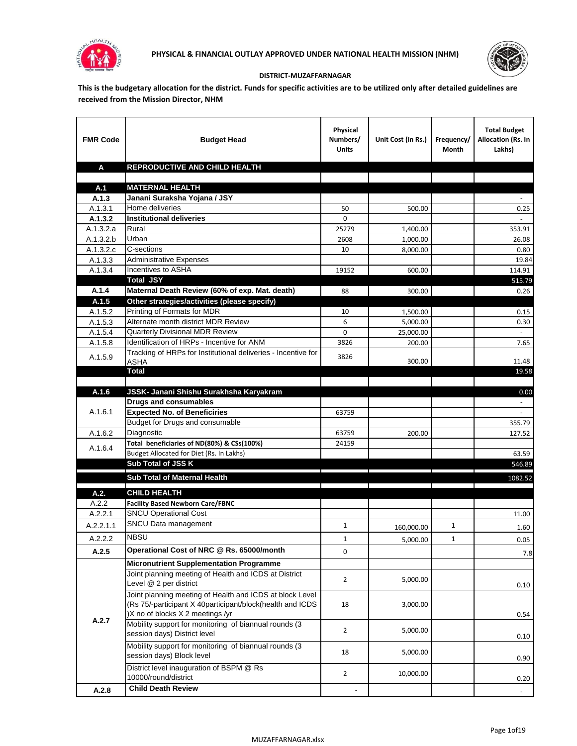# PHYSICAL & FINANCIAL OUTLAY APPROVED UNDER NATIONAL HEALTH MISSION (NHM)

**DISTRICT-MUZAFFARNAGAR**

**This is the budgetary allocation for the district. Funds for specific activities are to be utilized only after detailed guidelines are received from the Mission Director, NHM**

| FMR Code | Budget Head | Physical Numbers/ Units | Unit Cost (in Rs.) | Frequency/ Month | Total Budget Allocation (Rs. In Lakhs) |
|---|---|---|---|---|---|
| **A** | **REPRODUCTIVE AND CHILD HEALTH** | | | | |
| | | | | | |
| **A.1** | **MATERNAL HEALTH** | | | | |
| **A.1.3** | **Janani Suraksha Yojana / JSY** | | | | - |
| A.1.3.1 | Home deliveries | 50 | 500.00 | | 0.25 |
| **A.1.3.2** | **Institutional deliveries** | 0 | | | - |
| A.1.3.2.a | Rural | 25279 | 1,400.00 | | 353.91 |
| A.1.3.2.b | Urban | 2608 | 1,000.00 | | 26.08 |
| A.1.3.2.c | C-sections | 10 | 8,000.00 | | 0.80 |
| A.1.3.3 | Administrative Expenses | | | | 19.84 |
| A.1.3.4 | Incentives to ASHA | 19152 | 600.00 | | 114.91 |
| | **Total JSY** | | | | 515.79 |
| **A.1.4** | **Maternal Death Review (60% of exp. Mat. death)** | 88 | 300.00 | | 0.26 |
| **A.1.5** | **Other strategies/activities (please specify)** | | | | |
| A.1.5.2 | Printing of Formats for MDR | 10 | 1,500.00 | | 0.15 |
| A.1.5.3 | Alternate month district MDR Review | 6 | 5,000.00 | | 0.30 |
| A.1.5.4 | Quarterly Divisional MDR Review | 0 | 25,000.00 | | - |
| A.1.5.8 | Identification of HRPs - Incentive for ANM | 3826 | 200.00 | | 7.65 |
| A.1.5.9 | Tracking of HRPs for Institutional deliveries - Incentive for ASHA | 3826 | 300.00 | | 11.48 |
| | **Total** | | | | 19.58 |
| | | | | | |
| **A.1.6** | **JSSK- Janani Shishu Surakhsha Karyakram** | | | | 0.00 |
| A.1.6.1 | **Drugs and consumables** | | | | - |
| | **Expected No. of Beneficiries** | 63759 | | | - |
| | Budget for Drugs and consumable | | | | 355.79 |
| A.1.6.2 | Diagnostic | 63759 | 200.00 | | 127.52 |
| A.1.6.4 | **Total beneficiaries of ND(80%) & CSs(100%)** | 24159 | | | |
| | Budget Allocated for Diet (Rs. In Lakhs) | | | | 63.59 |
| | **Sub Total of JSS K** | | | | 546.89 |
| | **Sub Total of Maternal Health** | | | | 1082.52 |
| **A.2.** | **CHILD HEALTH** | | | | |
| A.2.2 | **Facility Based Newborn Care/FBNC** | | | | |
| A.2.2.1 | SNCU Operational Cost | | | | 11.00 |
| A.2.2.1.1 | SNCU Data management | 1 | 160,000.00 | 1 | 1.60 |
| A.2.2.2 | NBSU | 1 | 5,000.00 | 1 | 0.05 |
| **A.2.5** | **Operational Cost of NRC @ Rs. 65000/month** | 0 | | | 7.8 |
| **A.2.7** | **Micronutrient Supplementation Programme** | | | | |
| | Joint planning meeting of Health and ICDS at District Level @ 2 per district | 2 | 5,000.00 | | 0.10 |
| | Joint planning meeting of Health and ICDS at block Level (Rs 75/-participant X 40participant/block(health and ICDS )X no of blocks X 2 meetings /yr | 18 | 3,000.00 | | 0.54 |
| | Mobility support for monitoring of biannual rounds (3 session days) District level | 2 | 5,000.00 | | 0.10 |
| | Mobility support for monitoring of biannual rounds (3 session days) Block level | 18 | 5,000.00 | | 0.90 |
| | District level inauguration of BSPM @ Rs 10000/round/district | 2 | 10,000.00 | | 0.20 |
| **A.2.8** | **Child Death Review** | - | | | - |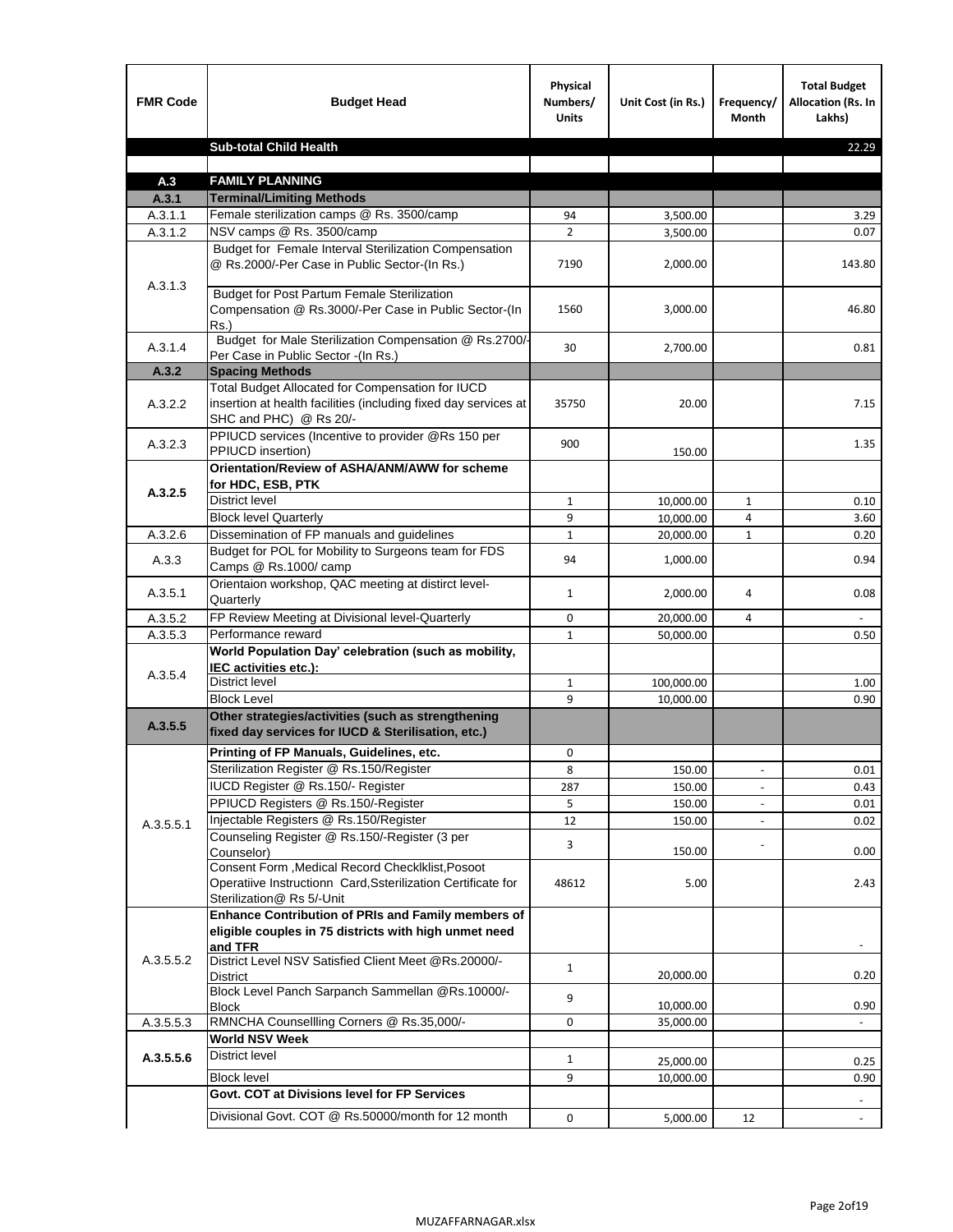| FMR Code | Budget Head | Physical Numbers/ Units | Unit Cost (in Rs.) | Frequency/ Month | Total Budget Allocation (Rs. In Lakhs) |
|---|---|---|---|---|---|
| | **Sub-total Child Health** | | | | 22.29 |
| | | | | | |
| **A.3** | **FAMILY PLANNING** | | | | |
| **A.3.1** | **Terminal/Limiting Methods** | | | | |
| A.3.1.1 | Female sterilization camps @ Rs. 3500/camp | 94 | 3,500.00 | | 3.29 |
| A.3.1.2 | NSV camps @ Rs. 3500/camp | 2 | 3,500.00 | | 0.07 |
| A.3.1.3 | Budget for Female Interval Sterilization Compensation @ Rs.2000/-Per Case in Public Sector-(In Rs.) | 7190 | 2,000.00 | | 143.80 |
| | Budget for Post Partum Female Sterilization Compensation @ Rs.3000/-Per Case in Public Sector-(In Rs.) | 1560 | 3,000.00 | | 46.80 |
| A.3.1.4 | Budget for Male Sterilization Compensation @ Rs.2700/-Per Case in Public Sector -(In Rs.) | 30 | 2,700.00 | | 0.81 |
| **A.3.2** | **Spacing Methods** | | | | |
| A.3.2.2 | Total Budget Allocated for Compensation for IUCD insertion at health facilities (including fixed day services at SHC and PHC) @ Rs 20/- | 35750 | 20.00 | | 7.15 |
| A.3.2.3 | PPIUCD services (Incentive to provider @Rs 150 per PPIUCD insertion) | 900 | 150.00 | | 1.35 |
| **A.3.2.5** | **Orientation/Review of ASHA/ANM/AWW for scheme for HDC, ESB, PTK** | | | | |
| | District level | 1 | 10,000.00 | 1 | 0.10 |
| | Block level Quarterly | 9 | 10,000.00 | 4 | 3.60 |
| A.3.2.6 | Dissemination of FP manuals and guidelines | 1 | 20,000.00 | 1 | 0.20 |
| A.3.3 | Budget for POL for Mobility to Surgeons team for FDS Camps @ Rs.1000/ camp | 94 | 1,000.00 | | 0.94 |
| A.3.5.1 | Orientaion workshop, QAC meeting at distirct level-Quarterly | 1 | 2,000.00 | 4 | 0.08 |
| A.3.5.2 | FP Review Meeting at Divisional level-Quarterly | 0 | 20,000.00 | 4 | - |
| A.3.5.3 | Performance reward | 1 | 50,000.00 | | 0.50 |
| A.3.5.4 | **World Population Day' celebration (such as mobility, IEC activities etc.):** | | | | |
| | District level | 1 | 100,000.00 | | 1.00 |
| | Block Level | 9 | 10,000.00 | | 0.90 |
| **A.3.5.5** | **Other strategies/activities (such as strengthening fixed day services for IUCD & Sterilisation, etc.)** | | | | |
| A.3.5.5.1 | **Printing of FP Manuals, Guidelines, etc.** | 0 | | | |
| | Sterilization Register @ Rs.150/Register | 8 | 150.00 | - | 0.01 |
| | IUCD Register @ Rs.150/- Register | 287 | 150.00 | - | 0.43 |
| | PPIUCD Registers @ Rs.150/-Register | 5 | 150.00 | - | 0.01 |
| | Injectable Registers @ Rs.150/Register | 12 | 150.00 | - | 0.02 |
| | Counseling Register @ Rs.150/-Register (3 per Counselor) | 3 | 150.00 | - | 0.00 |
| | Consent Form ,Medical Record Checklklist,Posoot Operatiive Instructionn Card,Ssterilization Certificate for Sterilization@ Rs 5/-Unit | 48612 | 5.00 | | 2.43 |
| A.3.5.5.2 | **Enhance Contribution of PRIs and Family members of eligible couples in 75 districts with high unmet need and TFR** | | | | - |
| | District Level NSV Satisfied Client Meet @Rs.20000/-District | 1 | 20,000.00 | | 0.20 |
| | Block Level Panch Sarpanch Sammellan @Rs.10000/-Block | 9 | 10,000.00 | | 0.90 |
| A.3.5.5.3 | RMNCHA Counsellling Corners @ Rs.35,000/- | 0 | 35,000.00 | | - |
| **A.3.5.5.6** | **World NSV Week** | | | | |
| | District level | 1 | 25,000.00 | | 0.25 |
| | Block level | 9 | 10,000.00 | | 0.90 |
| | **Govt. COT at Divisions level for FP Services** | | | | - |
| | Divisional Govt. COT @ Rs.50000/month for 12 month | 0 | 5,000.00 | 12 | - |

MUZAFFARNAGAR.xlsx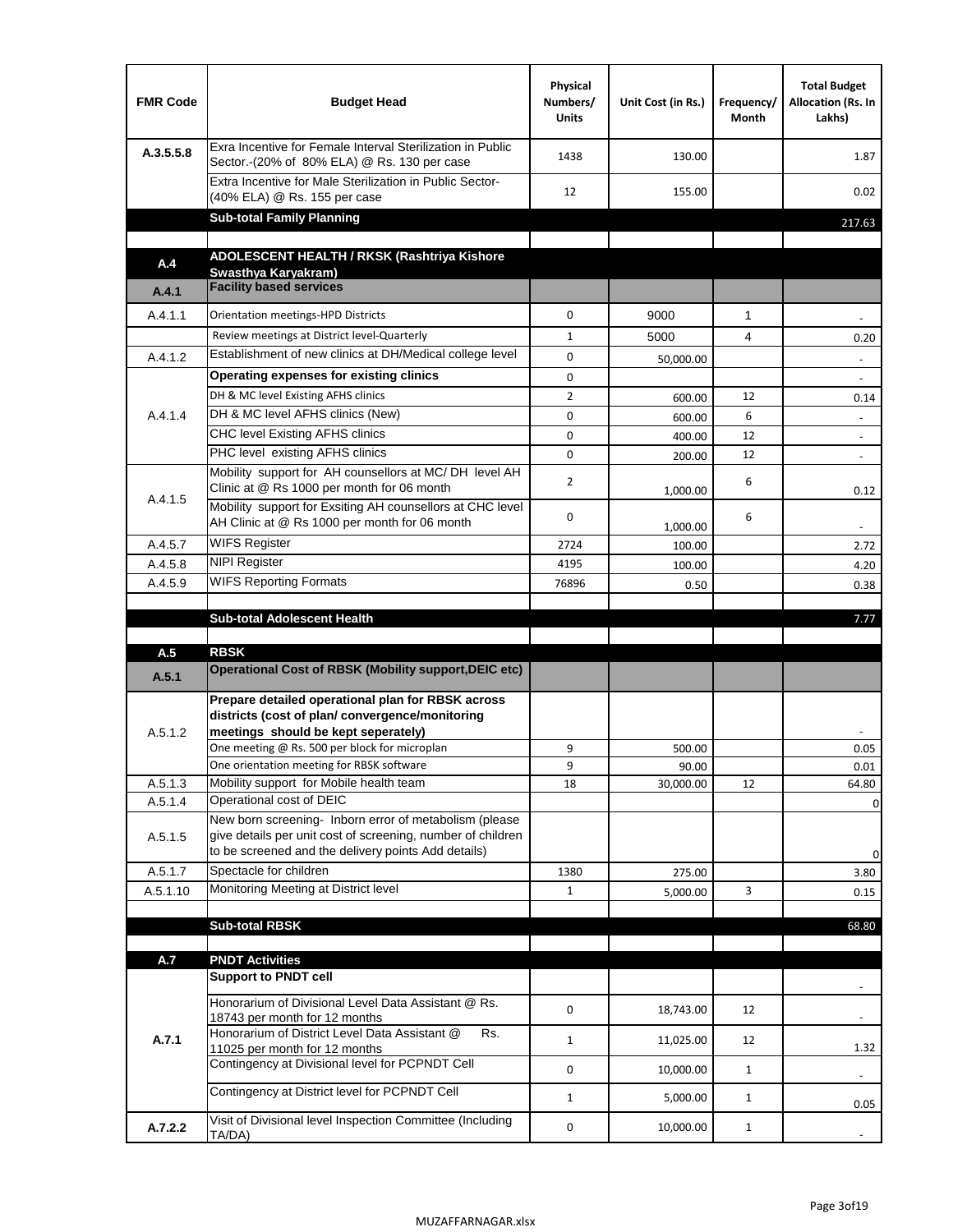| FMR Code | Budget Head | Physical Numbers/ Units | Unit Cost (in Rs.) | Frequency/ Month | Total Budget Allocation (Rs. In Lakhs) |
| --- | --- | --- | --- | --- | --- |
| A.3.5.5.8 | Exra Incentive for Female Interval Sterilization in Public Sector.-(20% of 80% ELA) @ Rs. 130 per case | 1438 | 130.00 | | 1.87 |
| | Extra Incentive for Male Sterilization in Public Sector-(40% ELA) @ Rs. 155 per case | 12 | 155.00 | | 0.02 |
| | **Sub-total Family Planning** | | | | 217.63 |
| | | | | | |
| **A.4** | **ADOLESCENT HEALTH / RKSK (Rashtriya Kishore Swasthya Karyakram)** | | | | |
| **A.4.1** | **Facility based services** | | | | |
| A.4.1.1 | Orientation meetings-HPD Districts | 0 | 9000 | 1 | - |
| | Review meetings at District level-Quarterly | 1 | 5000 | 4 | 0.20 |
| A.4.1.2 | Establishment of new clinics at DH/Medical college level | 0 | 50,000.00 | | - |
| A.4.1.4 | **Operating expenses for existing clinics** | 0 | | | - |
| | DH & MC level Existing AFHS clinics | 2 | 600.00 | 12 | 0.14 |
| | DH & MC level AFHS clinics (New) | 0 | 600.00 | 6 | - |
| | CHC level Existing AFHS clinics | 0 | 400.00 | 12 | - |
| | PHC level existing AFHS clinics | 0 | 200.00 | 12 | - |
| A.4.1.5 | Mobility support for AH counsellors at MC/ DH level AH Clinic at @ Rs 1000 per month for 06 month | 2 | 1,000.00 | 6 | 0.12 |
| | Mobility support for Exsiting AH counsellors at CHC level AH Clinic at @ Rs 1000 per month for 06 month | 0 | 1,000.00 | 6 | - |
| A.4.5.7 | WIFS Register | 2724 | 100.00 | | 2.72 |
| A.4.5.8 | NIPI Register | 4195 | 100.00 | | 4.20 |
| A.4.5.9 | WIFS Reporting Formats | 76896 | 0.50 | | 0.38 |
| | | | | | |
| | **Sub-total Adolescent Health** | | | | 7.77 |
| | | | | | |
| **A.5** | **RBSK** | | | | |
| **A.5.1** | **Operational Cost of RBSK (Mobility support,DEIC etc)** | | | | |
| A.5.1.2 | **Prepare detailed operational plan for RBSK across districts (cost of plan/ convergence/monitoring meetings should be kept seperately)** | | | | - |
| | One meeting @ Rs. 500 per block for microplan | 9 | 500.00 | | 0.05 |
| | One orientation meeting for RBSK software | 9 | 90.00 | | 0.01 |
| A.5.1.3 | Mobility support for Mobile health team | 18 | 30,000.00 | 12 | 64.80 |
| A.5.1.4 | Operational cost of DEIC | | | | 0 |
| A.5.1.5 | New born screening- Inborn error of metabolism (please give details per unit cost of screening, number of children to be screened and the delivery points Add details) | | | | 0 |
| A.5.1.7 | Spectacle for children | 1380 | 275.00 | | 3.80 |
| A.5.1.10 | Monitoring Meeting at District level | 1 | 5,000.00 | 3 | 0.15 |
| | | | | | |
| | **Sub-total RBSK** | | | | 68.80 |
| | | | | | |
| **A.7** | **PNDT Activities** | | | | |
| **A.7.1** | **Support to PNDT cell** | | | | - |
| | Honorarium of Divisional Level Data Assistant @ Rs. 18743 per month for 12 months | 0 | 18,743.00 | 12 | - |
| | Honorarium of District Level Data Assistant @ Rs. 11025 per month for 12 months | 1 | 11,025.00 | 12 | 1.32 |
| | Contingency at Divisional level for PCPNDT Cell | 0 | 10,000.00 | 1 | - |
| | Contingency at District level for PCPNDT Cell | 1 | 5,000.00 | 1 | 0.05 |
| **A.7.2.2** | Visit of Divisional level Inspection Committee (Including TA/DA) | 0 | 10,000.00 | 1 | - |

MUZAFFARNAGAR.xlsx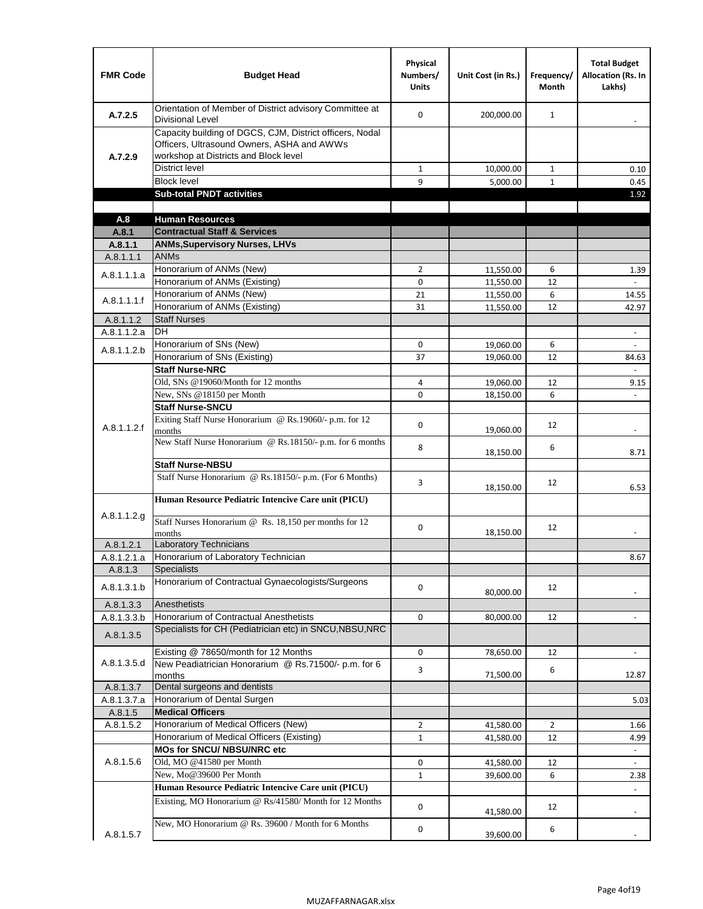| FMR Code | Budget Head | Physical Numbers/ Units | Unit Cost (in Rs.) | Frequency/ Month | Total Budget Allocation (Rs. In Lakhs) |
|---|---|---|---|---|---|
| A.7.2.5 | Orientation of Member of District advisory Committee at Divisional Level | 0 | 200,000.00 | 1 | - |
| A.7.2.9 | Capacity building of DGCS, CJM, District officers, Nodal Officers, Ultrasound Owners, ASHA and AWWs workshop at Districts and Block level | | | | |
| | District level | 1 | 10,000.00 | 1 | 0.10 |
| | Block level | 9 | 5,000.00 | 1 | 0.45 |
| | **Sub-total PNDT activities** | | | | 1.92 |
| | | | | | |
| **A.8** | **Human Resources** | | | | |
| **A.8.1** | **Contractual Staff & Services** | | | | |
| **A.8.1.1** | **ANMs,Supervisory Nurses, LHVs** | | | | |
| A.8.1.1.1 | ANMs | | | | |
| A.8.1.1.1.a | Honorarium of ANMs (New) | 2 | 11,550.00 | 6 | 1.39 |
| | Honorarium of ANMs (Existing) | 0 | 11,550.00 | 12 | - |
| A.8.1.1.1.f | Honorarium of ANMs (New) | 21 | 11,550.00 | 6 | 14.55 |
| | Honorarium of ANMs (Existing) | 31 | 11,550.00 | 12 | 42.97 |
| A.8.1.1.2 | Staff Nurses | | | | |
| A.8.1.1.2.a | DH | | | | - |
| A.8.1.1.2.b | Honorarium of SNs (New) | 0 | 19,060.00 | 6 | - |
| | Honorarium of SNs (Existing) | 37 | 19,060.00 | 12 | 84.63 |
| A.8.1.1.2.f | **Staff Nurse-NRC** | | | | - |
| | Old, SNs @19060/Month for 12 months | 4 | 19,060.00 | 12 | 9.15 |
| | New, SNs @18150 per Month | 0 | 18,150.00 | 6 | - |
| | **Staff Nurse-SNCU** | | | | |
| | Exiting Staff Nurse Honorarium @ Rs.19060/- p.m. for 12 months | 0 | 19,060.00 | 12 | - |
| | New Staff Nurse Honorarium @ Rs.18150/- p.m. for 6 months | 8 | 18,150.00 | 6 | 8.71 |
| | **Staff Nurse-NBSU** | | | | |
| | Staff Nurse Honorarium @ Rs.18150/- p.m. (For 6 Months) | 3 | 18,150.00 | 12 | 6.53 |
| A.8.1.1.2.g | **Human Resource Pediatric Intencive Care unit (PICU)** | | | | |
| | Staff Nurses Honorarium @ Rs. 18,150 per months for 12 months | 0 | 18,150.00 | 12 | - |
| A.8.1.2.1 | Laboratory Technicians | | | | |
| A.8.1.2.1.a | Honorarium of Laboratory Technician | | | | 8.67 |
| A.8.1.3 | Specialists | | | | |
| A.8.1.3.1.b | Honorarium of Contractual Gynaecologists/Surgeons | 0 | 80,000.00 | 12 | - |
| A.8.1.3.3 | Anesthetists | | | | |
| A.8.1.3.3.b | Honorarium of Contractual Anesthetists | 0 | 80,000.00 | 12 | - |
| A.8.1.3.5 | Specialists for CH (Pediatrician etc) in SNCU,NBSU,NRC | | | | |
| A.8.1.3.5.d | Existing @ 78650/month for 12 Months | 0 | 78,650.00 | 12 | - |
| | New Peadiatrician Honorarium @ Rs.71500/- p.m. for 6 months | 3 | 71,500.00 | 6 | 12.87 |
| A.8.1.3.7 | Dental surgeons and dentists | | | | |
| A.8.1.3.7.a | Honorarium of Dental Surgen | | | | 5.03 |
| A.8.1.5 | **Medical Officers** | | | | |
| A.8.1.5.2 | Honorarium of Medical Officers (New) | 2 | 41,580.00 | 2 | 1.66 |
| | Honorarium of Medical Officers (Existing) | 1 | 41,580.00 | 12 | 4.99 |
| A.8.1.5.6 | **MOs for SNCU/ NBSU/NRC etc** | | | | - |
| | Old, MO @41580 per Month | 0 | 41,580.00 | 12 | - |
| | New, Mo@39600 Per Month | 1 | 39,600.00 | 6 | 2.38 |
| A.8.1.5.7 | **Human Resource Pediatric Intencive Care unit (PICU)** | | | | - |
| | Existing, MO Honorarium @ Rs/41580/ Month for 12 Months | 0 | 41,580.00 | 12 | - |
| | New, MO Honorarium @ Rs. 39600 / Month for 6 Months | 0 | 39,600.00 | 6 | - |

MUZAFFARNAGAR.xlsx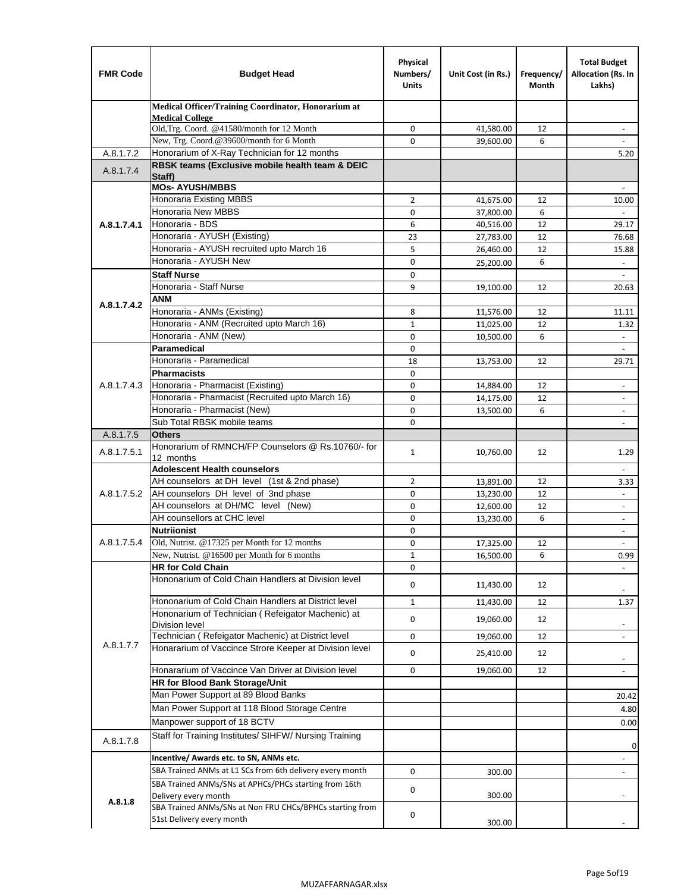| FMR Code | Budget Head | Physical Numbers/ Units | Unit Cost (in Rs.) | Frequency/ Month | Total Budget Allocation (Rs. In Lakhs) |
|---|---|---|---|---|---|
| | **Medical Officer/Training Coordinator, Honorarium at Medical College** | | | | |
| | Old,Trg. Coord. @41580/month for 12 Month | 0 | 41,580.00 | 12 | - |
| | New, Trg. Coord.@39600/month for 6 Month | 0 | 39,600.00 | 6 | - |
| A.8.1.7.2 | Honorarium of X-Ray Technician for 12 months | | | | 5.20 |
| A.8.1.7.4 | **RBSK teams (Exclusive mobile health team & DEIC Staff)** | | | | |
| A.8.1.7.4.1 | **MOs- AYUSH/MBBS** | | | | - |
| | Honoraria Existing MBBS | 2 | 41,675.00 | 12 | 10.00 |
| | Honoraria New MBBS | 0 | 37,800.00 | 6 | - |
| | Honoraria - BDS | 6 | 40,516.00 | 12 | 29.17 |
| | Honoraria - AYUSH (Existing) | 23 | 27,783.00 | 12 | 76.68 |
| | Honoraria - AYUSH recruited upto March 16 | 5 | 26,460.00 | 12 | 15.88 |
| | Honoraria - AYUSH New | 0 | 25,200.00 | 6 | - |
| A.8.1.7.4.2 | **Staff Nurse** | 0 | | | - |
| | Honoraria - Staff Nurse | 9 | 19,100.00 | 12 | 20.63 |
| | **ANM** | | | | |
| | Honoraria - ANMs (Existing) | 8 | 11,576.00 | 12 | 11.11 |
| | Honoraria - ANM (Recruited upto March 16) | 1 | 11,025.00 | 12 | 1.32 |
| | Honoraria - ANM (New) | 0 | 10,500.00 | 6 | - |
| A.8.1.7.4.3 | **Paramedical** | 0 | | | - |
| | Honoraria - Paramedical | 18 | 13,753.00 | 12 | 29.71 |
| | **Pharmacists** | 0 | | | |
| | Honoraria - Pharmacist (Existing) | 0 | 14,884.00 | 12 | - |
| | Honoraria - Pharmacist (Recruited upto March 16) | 0 | 14,175.00 | 12 | - |
| | Honoraria - Pharmacist (New) | 0 | 13,500.00 | 6 | - |
| | Sub Total RBSK mobile teams | 0 | | | - |
| A.8.1.7.5 | **Others** | | | | |
| A.8.1.7.5.1 | Honorarium of RMNCH/FP Counselors @ Rs.10760/- for 12 months | 1 | 10,760.00 | 12 | 1.29 |
| A.8.1.7.5.2 | **Adolescent Health counselors** | | | | - |
| | AH counselors at DH level (1st & 2nd phase) | 2 | 13,891.00 | 12 | 3.33 |
| | AH counselors DH level of 3nd phase | 0 | 13,230.00 | 12 | - |
| | AH counselors at DH/MC level (New) | 0 | 12,600.00 | 12 | - |
| | AH counsellors at CHC level | 0 | 13,230.00 | 6 | - |
| A.8.1.7.5.4 | **Nutriionist** | 0 | | | - |
| | Old, Nutrist. @17325 per Month for 12 months | 0 | 17,325.00 | 12 | - |
| | New, Nutrist. @16500 per Month for 6 months | 1 | 16,500.00 | 6 | 0.99 |
| A.8.1.7.7 | **HR for Cold Chain** | 0 | | | - |
| | Hononarium of Cold Chain Handlers at Division level | 0 | 11,430.00 | 12 | - |
| | Hononarium of Cold Chain Handlers at District level | 1 | 11,430.00 | 12 | 1.37 |
| | Hononarium of Technician ( Refeigator Machenic) at Division level | 0 | 19,060.00 | 12 | - |
| | Technician ( Refeigator Machenic) at District level | 0 | 19,060.00 | 12 | - |
| | Honararium of Vaccince Strore Keeper at Division level | 0 | 25,410.00 | 12 | - |
| | Honararium of Vaccince Van Driver at Division level | 0 | 19,060.00 | 12 | - |
| | **HR for Blood Bank Storage/Unit** | | | | |
| | Man Power Support at 89 Blood Banks | | | | 20.42 |
| | Man Power Support at 118 Blood Storage Centre | | | | 4.80 |
| | Manpower support of 18 BCTV | | | | 0.00 |
| A.8.1.7.8 | Staff for Training Institutes/ SIHFW/ Nursing Training | | | | 0 |
| A.8.1.8 | **Incentive/ Awards etc. to SN, ANMs etc.** | | | | - |
| | SBA Trained ANMs at L1 SCs from 6th delivery every month | 0 | 300.00 | | - |
| | SBA Trained ANMs/SNs at APHCs/PHCs starting from 16th Delivery every month | 0 | 300.00 | | - |
| | SBA Trained ANMs/SNs at Non FRU CHCs/BPHCs starting from 51st Delivery every month | 0 | 300.00 | | - |

MUZAFFARNAGAR.xlsx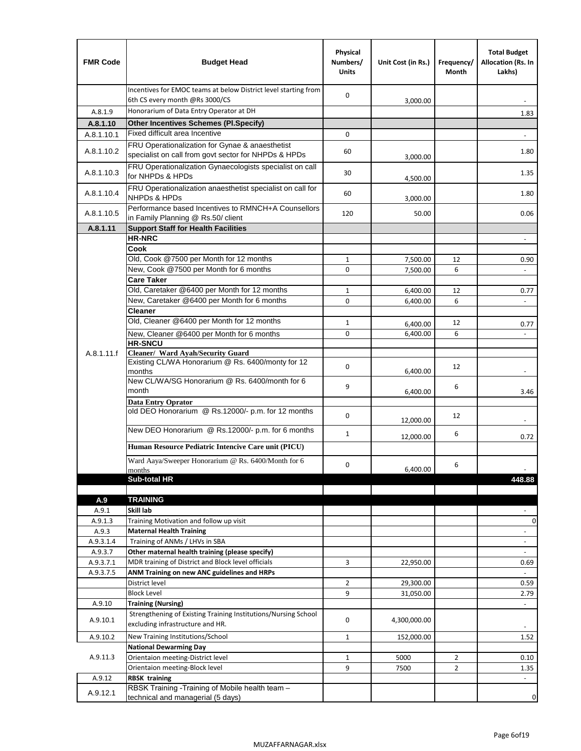| FMR Code | Budget Head | Physical Numbers/ Units | Unit Cost (in Rs.) | Frequency/ Month | Total Budget Allocation (Rs. In Lakhs) |
|---|---|---|---|---|---|
| | Incentives for EMOC teams at below District level starting from 6th CS every month @Rs 3000/CS | 0 | 3,000.00 | | - |
| A.8.1.9 | Honorarium of Data Entry Operator at DH | | | | 1.83 |
| **A.8.1.10** | **Other Incentives Schemes (Pl.Specify)** | | | | |
| A.8.1.10.1 | Fixed difficult area Incentive | 0 | | | - |
| A.8.1.10.2 | FRU Operationalization for Gynae & anaesthetist specialist on call from govt sector for NHPDs & HPDs | 60 | 3,000.00 | | 1.80 |
| A.8.1.10.3 | FRU Operationalization Gynaecologists specialist on call for NHPDs & HPDs | 30 | 4,500.00 | | 1.35 |
| A.8.1.10.4 | FRU Operationalization anaesthetist specialist on call for NHPDs & HPDs | 60 | 3,000.00 | | 1.80 |
| A.8.1.10.5 | Performance based Incentives to RMNCH+A Counsellors in Family Planning @ Rs.50/ client | 120 | 50.00 | | 0.06 |
| **A.8.1.11** | **Support Staff for Health Facilities** | | | | |
| A.8.1.11.f | **HR-NRC** | | | | - |
| | **Cook** | | | | |
| | Old, Cook @7500 per Month for 12 months | 1 | 7,500.00 | 12 | 0.90 |
| | New, Cook @7500 per Month for 6 months | 0 | 7,500.00 | 6 | - |
| | **Care Taker** | | | | |
| | Old, Caretaker @6400 per Month for 12 months | 1 | 6,400.00 | 12 | 0.77 |
| | New, Caretaker @6400 per Month for 6 months | 0 | 6,400.00 | 6 | - |
| | **Cleaner** | | | | |
| | Old, Cleaner @6400 per Month for 12 months | 1 | 6,400.00 | 12 | 0.77 |
| | New, Cleaner @6400 per Month for 6 months | 0 | 6,400.00 | 6 | - |
| | **HR-SNCU** | | | | |
| | **Cleaner/ Ward Ayah/Security Guard** | | | | |
| | Existing CL/WA Honorarium @ Rs. 6400/monty for 12 months | 0 | 6,400.00 | 12 | - |
| | New CL/WA/SG Honorarium @ Rs. 6400/month for 6 month | 9 | 6,400.00 | 6 | 3.46 |
| | **Data Entry Oprator** | | | | |
| | old DEO Honorarium @ Rs.12000/- p.m. for 12 months | 0 | 12,000.00 | 12 | - |
| | New DEO Honorarium @ Rs.12000/- p.m. for 6 months | 1 | 12,000.00 | 6 | 0.72 |
| | **Human Resource Pediatric Intencive Care unit (PICU)** | | | | |
| | Ward Aaya/Sweeper Honorarium @ Rs. 6400/Month for 6 months | 0 | 6,400.00 | 6 | - |
| | **Sub-total HR** | | | | **448.88** |
| | | | | | |
| **A.9** | **TRAINING** | | | | |
| A.9.1 | **Skill lab** | | | | - |
| A.9.1.3 | Training Motivation and follow up visit | | | | 0 |
| A.9.3 | **Maternal Health Training** | | | | - |
| A.9.3.1.4 | Training of ANMs / LHVs in SBA | | | | - |
| A.9.3.7 | **Other maternal health training (please specify)** | | | | - |
| A.9.3.7.1 | MDR training of District and Block level officials | 3 | 22,950.00 | | 0.69 |
| A.9.3.7.5 | **ANM Training on new ANC guidelines and HRPs** | | | | - |
| | District level | 2 | 29,300.00 | | 0.59 |
| | Block Level | 9 | 31,050.00 | | 2.79 |
| A.9.10 | **Training (Nursing)** | | | | - |
| A.9.10.1 | Strengthening of Existing Training Institutions/Nursing School excluding infrastructure and HR. | 0 | 4,300,000.00 | | - |
| A.9.10.2 | New Training Institutions/School | 1 | 152,000.00 | | 1.52 |
| A.9.11.3 | **National Dewarming Day** | | | | |
| | Orientaion meeting-District level | 1 | 5000 | 2 | 0.10 |
| | Orientaion meeting-Block level | 9 | 7500 | 2 | 1.35 |
| A.9.12 | **RBSK training** | | | | - |
| A.9.12.1 | RBSK Training -Training of Mobile health team – technical and managerial (5 days) | | | | 0 |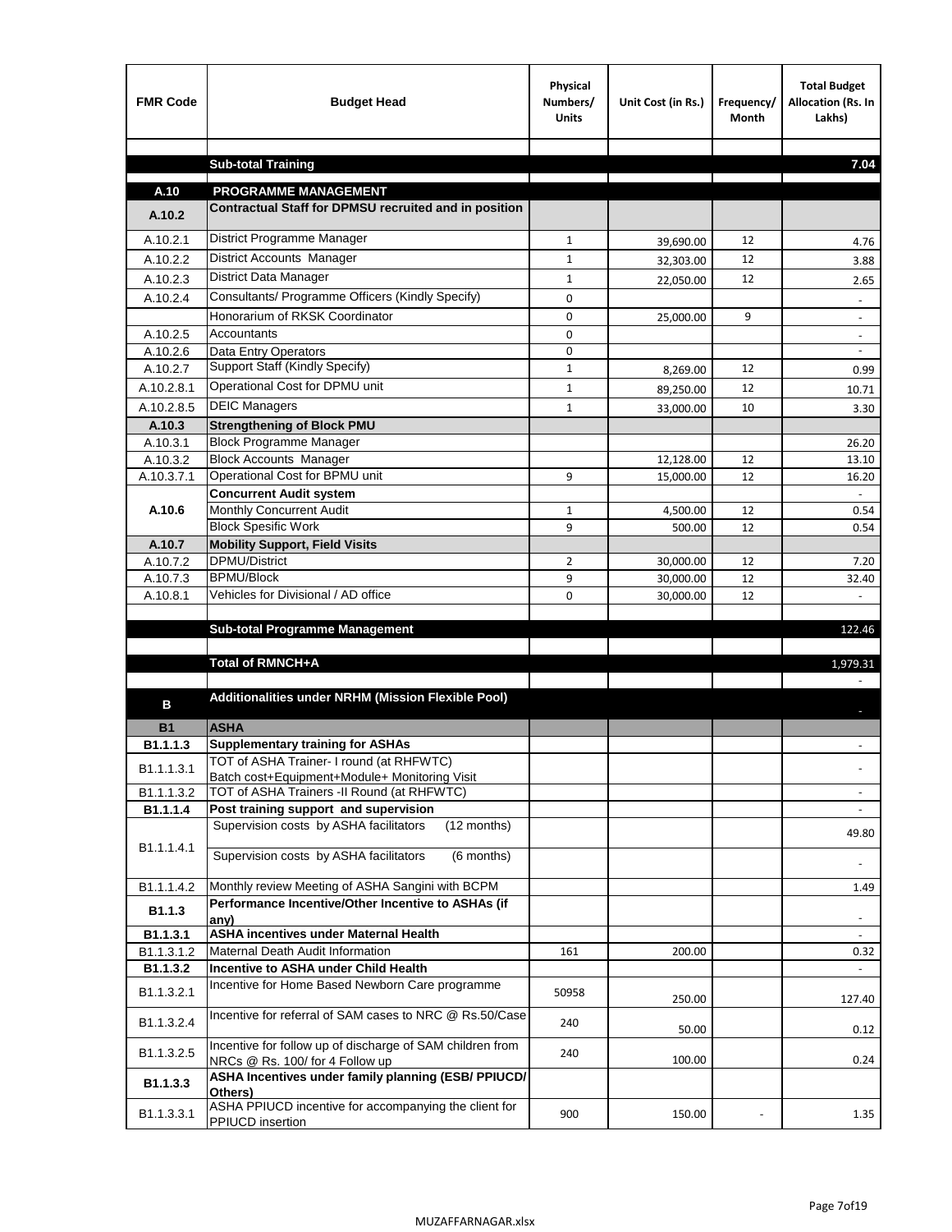| FMR Code | Budget Head | Physical Numbers/ Units | Unit Cost (in Rs.) | Frequency/ Month | Total Budget Allocation (Rs. In Lakhs) |
|---|---|---|---|---|---|
| | | | | | |
| | **Sub-total Training** | | | | **7.04** |
| | | | | | |
| **A.10** | **PROGRAMME MANAGEMENT** | | | | |
| **A.10.2** | **Contractual Staff for DPMSU recruited and in position** | | | | |
| A.10.2.1 | District Programme Manager | 1 | 39,690.00 | 12 | 4.76 |
| A.10.2.2 | District Accounts Manager | 1 | 32,303.00 | 12 | 3.88 |
| A.10.2.3 | District Data Manager | 1 | 22,050.00 | 12 | 2.65 |
| A.10.2.4 | Consultants/ Programme Officers (Kindly Specify) | 0 | | | - |
| | Honorarium of RKSK Coordinator | 0 | 25,000.00 | 9 | - |
| A.10.2.5 | Accountants | 0 | | | - |
| A.10.2.6 | Data Entry Operators | 0 | | | - |
| A.10.2.7 | Support Staff (Kindly Specify) | 1 | 8,269.00 | 12 | 0.99 |
| A.10.2.8.1 | Operational Cost for DPMU unit | 1 | 89,250.00 | 12 | 10.71 |
| A.10.2.8.5 | DEIC Managers | 1 | 33,000.00 | 10 | 3.30 |
| **A.10.3** | **Strengthening of Block PMU** | | | | |
| A.10.3.1 | Block Programme Manager | | | | 26.20 |
| A.10.3.2 | Block Accounts Manager | | 12,128.00 | 12 | 13.10 |
| A.10.3.7.1 | Operational Cost for BPMU unit | 9 | 15,000.00 | 12 | 16.20 |
| **A.10.6** | **Concurrent Audit system** | | | | - |
| | Monthly Concurrent Audit | 1 | 4,500.00 | 12 | 0.54 |
| | Block Spesific Work | 9 | 500.00 | 12 | 0.54 |
| **A.10.7** | **Mobility Support, Field Visits** | | | | |
| A.10.7.2 | DPMU/District | 2 | 30,000.00 | 12 | 7.20 |
| A.10.7.3 | BPMU/Block | 9 | 30,000.00 | 12 | 32.40 |
| A.10.8.1 | Vehicles for Divisional / AD office | 0 | 30,000.00 | 12 | - |
| | | | | | |
| | **Sub-total Programme Management** | | | | 122.46 |
| | | | | | |
| | **Total of RMNCH+A** | | | | 1,979.31 |
| | | | | | - |
| **B** | **Additionalities under NRHM (Mission Flexible Pool)** | | | | - |
| **B1** | **ASHA** | | | | |
| **B1.1.1.3** | **Supplementary training for ASHAs** | | | | - |
| B1.1.1.3.1 | TOT of ASHA Trainer- I round (at RHFWTC) Batch cost+Equipment+Module+ Monitoring Visit | | | | - |
| B1.1.1.3.2 | TOT of ASHA Trainers -II Round (at RHFWTC) | | | | - |
| **B1.1.1.4** | **Post training support and supervision** | | | | - |
| B1.1.1.4.1 | Supervision costs by ASHA facilitators (12 months) | | | | 49.80 |
| | Supervision costs by ASHA facilitators (6 months) | | | | - |
| B1.1.1.4.2 | Monthly review Meeting of ASHA Sangini with BCPM | | | | 1.49 |
| **B1.1.3** | **Performance Incentive/Other Incentive to ASHAs (if any)** | | | | - |
| **B1.1.3.1** | **ASHA incentives under Maternal Health** | | | | - |
| B1.1.3.1.2 | Maternal Death Audit Information | 161 | 200.00 | | 0.32 |
| **B1.1.3.2** | **Incentive to ASHA under Child Health** | | | | - |
| B1.1.3.2.1 | Incentive for Home Based Newborn Care programme | 50958 | 250.00 | | 127.40 |
| B1.1.3.2.4 | Incentive for referral of SAM cases to NRC @ Rs.50/Case | 240 | 50.00 | | 0.12 |
| B1.1.3.2.5 | Incentive for follow up of discharge of SAM children from NRCs @ Rs. 100/ for 4 Follow up | 240 | 100.00 | | 0.24 |
| **B1.1.3.3** | **ASHA Incentives under family planning (ESB/ PPIUCD/ Others)** | | | | |
| B1.1.3.3.1 | ASHA PPIUCD incentive for accompanying the client for PPIUCD insertion | 900 | 150.00 | - | 1.35 |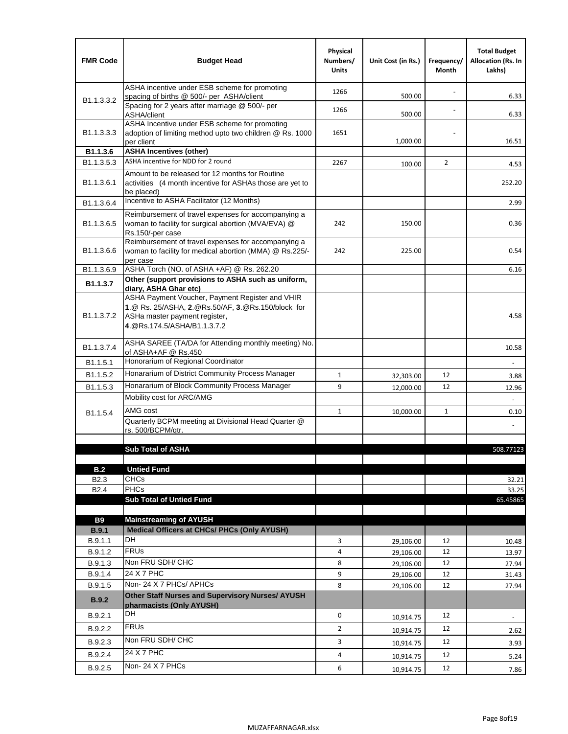| FMR Code | Budget Head | Physical Numbers/ Units | Unit Cost (in Rs.) | Frequency/ Month | Total Budget Allocation (Rs. In Lakhs) |
|---|---|---|---|---|---|
| B1.1.3.3.2 | ASHA incentive under ESB scheme for promoting spacing of births @ 500/- per ASHA/client | 1266 | 500.00 | - | 6.33 |
| | Spacing for 2 years after marriage @ 500/- per ASHA/client | 1266 | 500.00 | - | 6.33 |
| B1.1.3.3.3 | ASHA Incentive under ESB scheme for promoting adoption of limiting method upto two children @ Rs. 1000 per client | 1651 | 1,000.00 | - | 16.51 |
| **B1.1.3.6** | **ASHA Incentives (other)** | | | | |
| B1.1.3.5.3 | ASHA incentive for NDD for 2 round | 2267 | 100.00 | 2 | 4.53 |
| B1.1.3.6.1 | Amount to be released for 12 months for Routine activities (4 month incentive for ASHAs those are yet to be placed) | | | | 252.20 |
| B1.1.3.6.4 | Incentive to ASHA Facilitator (12 Months) | | | | 2.99 |
| B1.1.3.6.5 | Reimbursement of travel expenses for accompanying a woman to facility for surgical abortion (MVA/EVA) @ Rs.150/-per case | 242 | 150.00 | | 0.36 |
| B1.1.3.6.6 | Reimbursement of travel expenses for accompanying a woman to facility for medical abortion (MMA) @ Rs.225/- per case | 242 | 225.00 | | 0.54 |
| B1.1.3.6.9 | ASHA Torch (NO. of ASHA +AF) @ Rs. 262.20 | | | | 6.16 |
| **B1.1.3.7** | **Other (support provisions to ASHA such as uniform, diary, ASHA Ghar etc)** | | | | |
| B1.1.3.7.2 | ASHA Payment Voucher, Payment Register and VHIR **1**.@ Rs. 25/ASHA, **2**.@Rs.50/AF, **3**.@Rs.150/block for ASHa master payment register, **4**.@Rs.174.5/ASHA/B1.1.3.7.2 | | | | 4.58 |
| B1.1.3.7.4 | ASHA SAREE (TA/DA for Attending monthly meeting) No. of ASHA+AF @ Rs.450 | | | | 10.58 |
| B1.1.5.1 | Honorarium of Regional Coordinator | | | | - |
| B1.1.5.2 | Honararium of District Community Process Manager | 1 | 32,303.00 | 12 | 3.88 |
| B1.1.5.3 | Honararium of Block Community Process Manager | 9 | 12,000.00 | 12 | 12.96 |
| B1.1.5.4 | Mobility cost for ARC/AMG | | | | - |
| | AMG cost | 1 | 10,000.00 | 1 | 0.10 |
| | Quarterly BCPM meeting at Divisional Head Quarter @ rs. 500/BCPM/qtr. | | | | - |
| | | | | | |
| | **Sub Total of ASHA** | | | | 508.77123 |
| | | | | | |
| **B.2** | **Untied Fund** | | | | |
| B2.3 | CHCs | | | | 32.21 |
| B2.4 | PHCs | | | | 33.25 |
| | **Sub Total of Untied Fund** | | | | 65.45865 |
| | | | | | |
| **B9** | **Mainstreaming of AYUSH** | | | | |
| **B.9.1** | **Medical Officers at CHCs/ PHCs (Only AYUSH)** | | | | |
| B.9.1.1 | DH | 3 | 29,106.00 | 12 | 10.48 |
| B.9.1.2 | FRUs | 4 | 29,106.00 | 12 | 13.97 |
| B.9.1.3 | Non FRU SDH/ CHC | 8 | 29,106.00 | 12 | 27.94 |
| B.9.1.4 | 24 X 7 PHC | 9 | 29,106.00 | 12 | 31.43 |
| B.9.1.5 | Non- 24 X 7 PHCs/ APHCs | 8 | 29,106.00 | 12 | 27.94 |
| **B.9.2** | **Other Staff Nurses and Supervisory Nurses/ AYUSH pharmacists (Only AYUSH)** | | | | |
| B.9.2.1 | DH | 0 | 10,914.75 | 12 | - |
| B.9.2.2 | FRUs | 2 | 10,914.75 | 12 | 2.62 |
| B.9.2.3 | Non FRU SDH/ CHC | 3 | 10,914.75 | 12 | 3.93 |
| B.9.2.4 | 24 X 7 PHC | 4 | 10,914.75 | 12 | 5.24 |
| B.9.2.5 | Non- 24 X 7 PHCs | 6 | 10,914.75 | 12 | 7.86 |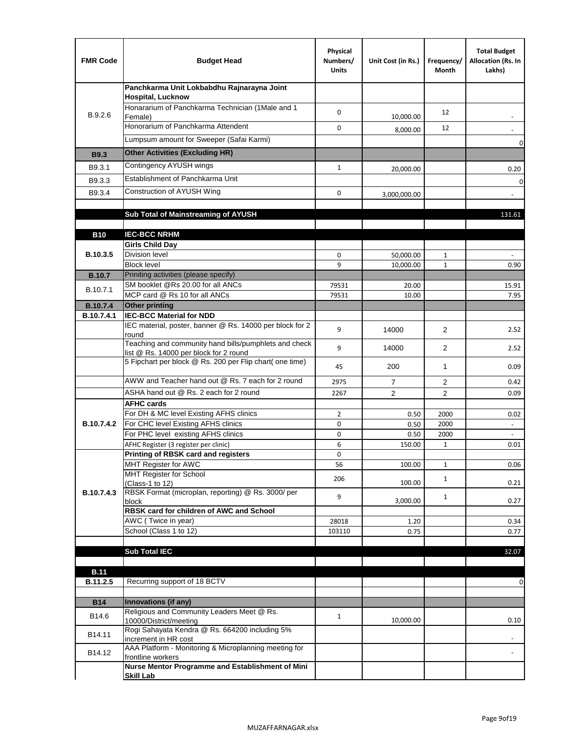| FMR Code | Budget Head | Physical Numbers/ Units | Unit Cost (in Rs.) | Frequency/ Month | Total Budget Allocation (Rs. In Lakhs) |
|---|---|---|---|---|---|
| B.9.2.6 | **Panchkarma Unit Lokbabdhu Rajnarayna Joint Hospital, Lucknow** | | | | |
| | Honararium of Panchkarma Technician (1Male and 1 Female) | 0 | 10,000.00 | 12 | - |
| | Honorarium of Panchkarma Attendent | 0 | 8,000.00 | 12 | - |
| | Lumpsum amount for Sweeper (Safai Karmi) | | | | 0 |
| **B9.3** | **Other Activities (Excluding HR)** | | | | |
| B9.3.1 | Contingency AYUSH wings | 1 | 20,000.00 | | 0.20 |
| B9.3.3 | Establishment of Panchkarma Unit | | | | 0 |
| B9.3.4 | Construction of AYUSH Wing | 0 | 3,000,000.00 | | - |
| | | | | | |
| | **Sub Total of Mainstreaming of AYUSH** | | | | 131.61 |
| | | | | | |
| **B10** | **IEC-BCC NRHM** | | | | |
| **B.10.3.5** | **Girls Child Day** | | | | |
| | Division level | 0 | 50,000.00 | 1 | - |
| | Block level | 9 | 10,000.00 | 1 | 0.90 |
| **B.10.7** | Priniting activities (please specify) | | | | |
| B.10.7.1 | SM booklet @Rs 20.00 for all ANCs | 79531 | 20.00 | | 15.91 |
| | MCP card @ Rs 10 for all ANCs | 79531 | 10.00 | | 7.95 |
| **B.10.7.4** | **Other printing** | | | | |
| **B.10.7.4.1** | **IEC-BCC Material for NDD** | | | | |
| | IEC material, poster, banner @ Rs. 14000 per block for 2 round | 9 | 14000 | 2 | 2.52 |
| | Teaching and community hand bills/pumphlets and check list @ Rs. 14000 per block for 2 round | 9 | 14000 | 2 | 2.52 |
| | 5 Fipchart per block @ Rs. 200 per Flip chart( one time) | 45 | 200 | 1 | 0.09 |
| | AWW and Teacher hand out @ Rs. 7 each for 2 round | 2975 | 7 | 2 | 0.42 |
| | ASHA hand out @ Rs. 2 each for 2 round | 2267 | 2 | 2 | 0.09 |
| **B.10.7.4.2** | **AFHC cards** | | | | |
| | For DH & MC level Existing AFHS clinics | 2 | 0.50 | 2000 | 0.02 |
| | For CHC level Existing AFHS clinics | 0 | 0.50 | 2000 | - |
| | For PHC level existing AFHS clinics | 0 | 0.50 | 2000 | - |
| | AFHC Register (3 register per clinic) | 6 | 150.00 | 1 | 0.01 |
| **B.10.7.4.3** | **Printing of RBSK card and registers** | 0 | | | |
| | MHT Register for AWC | 56 | 100.00 | 1 | 0.06 |
| | MHT Register for School (Class-1 to 12) | 206 | 100.00 | 1 | 0.21 |
| | RBSK Format (microplan, reporting) @ Rs. 3000/ per block | 9 | 3,000.00 | 1 | 0.27 |
| | **RBSK card for children of AWC and School** | | | | |
| | AWC ( Twice in year) | 28018 | 1.20 | | 0.34 |
| | School (Class 1 to 12) | 103110 | 0.75 | | 0.77 |
| | | | | | |
| | **Sub Total IEC** | | | | 32.07 |
| | | | | | |
| **B.11** | | | | | |
| **B.11.2.5** | Recurring support of 18 BCTV | | | | 0 |
| | | | | | |
| **B14** | **Innovations (if any)** | | | | |
| B14.6 | Religious and Community Leaders Meet @ Rs. 10000/District/meeting | 1 | 10,000.00 | | 0.10 |
| B14.11 | Rogi Sahayata Kendra @ Rs. 664200 including 5% increment in HR cost | | | | - |
| B14.12 | AAA Platform - Monitoring & Microplanning meeting for frontline workers | | | | - |
| | **Nurse Mentor Programme and Establishment of Mini Skill Lab** | | | | |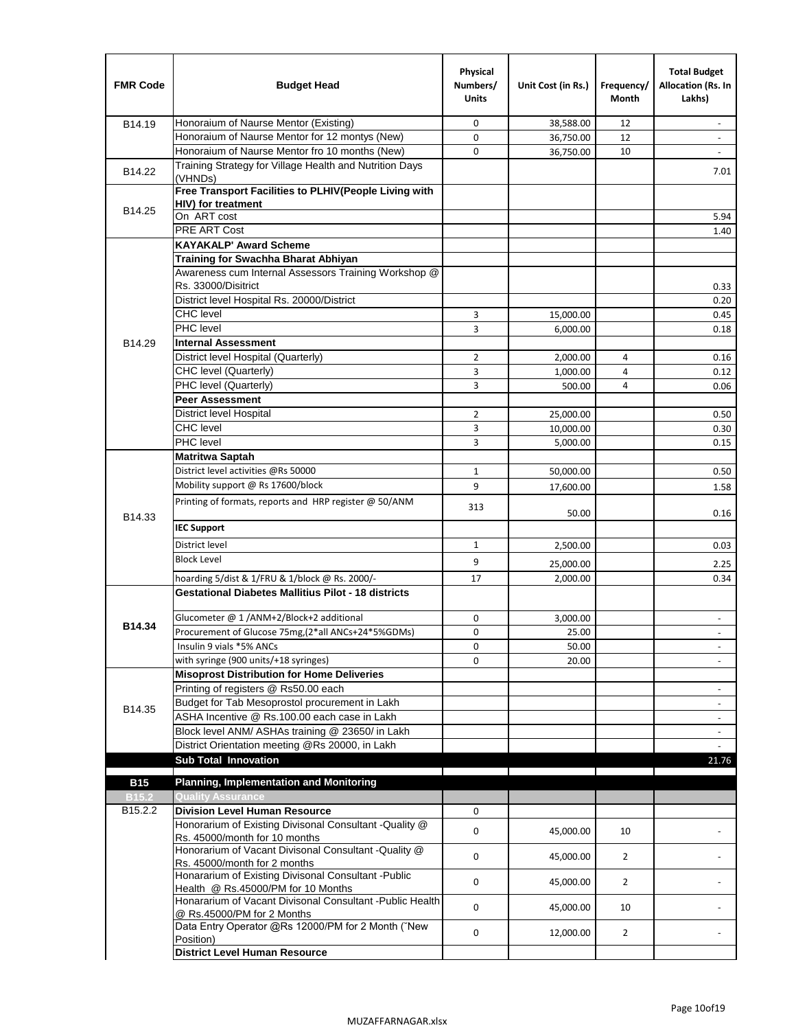| FMR Code | Budget Head | Physical Numbers/ Units | Unit Cost (in Rs.) | Frequency/ Month | Total Budget Allocation (Rs. In Lakhs) |
|---|---|---|---|---|---|
| B14.19 | Honoraium of Naurse Mentor (Existing) | 0 | 38,588.00 | 12 | - |
| | Honoraium of Naurse Mentor for 12 montys (New) | 0 | 36,750.00 | 12 | - |
| | Honoraium of Naurse Mentor fro 10 months (New) | 0 | 36,750.00 | 10 | - |
| B14.22 | Training Strategy for Village Health and Nutrition Days (VHNDs) | | | | 7.01 |
| B14.25 | **Free Transport Facilities to PLHIV(People Living with HIV) for treatment** | | | | |
| | On ART cost | | | | 5.94 |
| | PRE ART Cost | | | | 1.40 |
| B14.29 | **KAYAKALP' Award Scheme** | | | | |
| | **Training for Swachha Bharat Abhiyan** | | | | |
| | Awareness cum Internal Assessors Training Workshop @ Rs. 33000/Disitrict | | | | 0.33 |
| | District level Hospital Rs. 20000/District | | | | 0.20 |
| | CHC level | 3 | 15,000.00 | | 0.45 |
| | PHC level | 3 | 6,000.00 | | 0.18 |
| | **Internal Assessment** | | | | |
| | District level Hospital (Quarterly) | 2 | 2,000.00 | 4 | 0.16 |
| | CHC level (Quarterly) | 3 | 1,000.00 | 4 | 0.12 |
| | PHC level (Quarterly) | 3 | 500.00 | 4 | 0.06 |
| | **Peer Assessment** | | | | |
| | District level Hospital | 2 | 25,000.00 | | 0.50 |
| | CHC level | 3 | 10,000.00 | | 0.30 |
| | PHC level | 3 | 5,000.00 | | 0.15 |
| B14.33 | **Matritwa Saptah** | | | | |
| | District level activities @Rs 50000 | 1 | 50,000.00 | | 0.50 |
| | Mobility support @ Rs 17600/block | 9 | 17,600.00 | | 1.58 |
| | Printing of formats, reports and HRP register @ 50/ANM | 313 | 50.00 | | 0.16 |
| | **IEC Support** | | | | |
| | District level | 1 | 2,500.00 | | 0.03 |
| | Block Level | 9 | 25,000.00 | | 2.25 |
| | hoarding 5/dist & 1/FRU & 1/block @ Rs. 2000/- | 17 | 2,000.00 | | 0.34 |
| **B14.34** | **Gestational Diabetes Mallitius Pilot - 18 districts** | | | | |
| | Glucometer @ 1 /ANM+2/Block+2 additional | 0 | 3,000.00 | | - |
| | Procurement of Glucose 75mg,(2*all ANCs+24*5%GDMs) | 0 | 25.00 | | - |
| | Insulin 9 vials *5% ANCs | 0 | 50.00 | | - |
| | with syringe (900 units/+18 syringes) | 0 | 20.00 | | - |
| B14.35 | **Misoprost Distribution for Home Deliveries** | | | | |
| | Printing of registers @ Rs50.00 each | | | | - |
| | Budget for Tab Mesoprostol procurement in Lakh | | | | - |
| | ASHA Incentive @ Rs.100.00 each case in Lakh | | | | - |
| | Block level ANM/ ASHAs training @ 23650/ in Lakh | | | | - |
| | District Orientation meeting @Rs 20000, in Lakh | | | | - |
| | **Sub Total Innovation** | | | | 21.76 |
| **B15** | **Planning, Implementation and Monitoring** | | | | |
| **B15.2** | **Quality Assurance** | | | | |
| B15.2.2 | **Division Level Human Resource** | 0 | | | |
| | Honorarium of Existing Divisonal Consultant -Quality @ Rs. 45000/month for 10 months | 0 | 45,000.00 | 10 | - |
| | Honorarium of Vacant Divisonal Consultant -Quality @ Rs. 45000/month for 2 months | 0 | 45,000.00 | 2 | - |
| | Honararium of Existing Divisonal Consultant -Public Health @ Rs.45000/PM for 10 Months | 0 | 45,000.00 | 2 | - |
| | Honararium of Vacant Divisonal Consultant -Public Health @ Rs.45000/PM for 2 Months | 0 | 45,000.00 | 10 | - |
| | Data Entry Operator @Rs 12000/PM for 2 Month ("New Position) | 0 | 12,000.00 | 2 | - |
| | **District Level Human Resource** | | | | |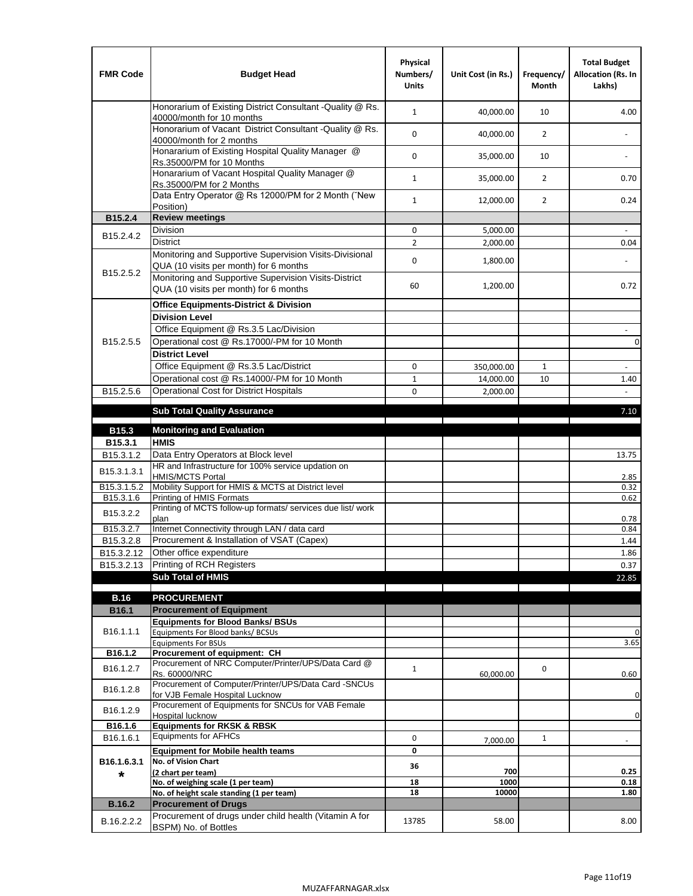| FMR Code | Budget Head | Physical Numbers/ Units | Unit Cost (in Rs.) | Frequency/ Month | Total Budget Allocation (Rs. In Lakhs) |
|---|---|---|---|---|---|
| | Honorarium of Existing District Consultant -Quality @ Rs. 40000/month for 10 months | 1 | 40,000.00 | 10 | 4.00 |
| | Honorarium of Vacant District Consultant -Quality @ Rs. 40000/month for 2 months | 0 | 40,000.00 | 2 | - |
| | Honararium of Existing Hospital Quality Manager @ Rs.35000/PM for 10 Months | 0 | 35,000.00 | 10 | - |
| | Honararium of Vacant Hospital Quality Manager @ Rs.35000/PM for 2 Months | 1 | 35,000.00 | 2 | 0.70 |
| | Data Entry Operator @ Rs 12000/PM for 2 Month (˜New Position) | 1 | 12,000.00 | 2 | 0.24 |
| **B15.2.4** | **Review meetings** | | | | |
| B15.2.4.2 | Division | 0 | 5,000.00 | | - |
| | District | 2 | 2,000.00 | | 0.04 |
| B15.2.5.2 | Monitoring and Supportive Supervision Visits-Divisional QUA (10 visits per month) for 6 months | 0 | 1,800.00 | | - |
| | Monitoring and Supportive Supervision Visits-District QUA (10 visits per month) for 6 months | 60 | 1,200.00 | | 0.72 |
| B15.2.5.5 | **Office Equipments-District & Division** | | | | |
| | **Division Level** | | | | |
| | Office Equipment @ Rs.3.5 Lac/Division | | | | - |
| | Operational cost @ Rs.17000/-PM for 10 Month | | | | 0 |
| | **District Level** | | | | |
| | Office Equipment @ Rs.3.5 Lac/District | 0 | 350,000.00 | 1 | - |
| | Operational cost @ Rs.14000/-PM for 10 Month | 1 | 14,000.00 | 10 | 1.40 |
| B15.2.5.6 | Operational Cost for District Hospitals | 0 | 2,000.00 | | - |
| | **Sub Total Quality Assurance** | | | | 7.10 |
| **B15.3** | **Monitoring and Evaluation** | | | | |
| **B15.3.1** | **HMIS** | | | | |
| B15.3.1.2 | Data Entry Operators at Block level | | | | 13.75 |
| B15.3.1.3.1 | HR and Infrastructure for 100% service updation on HMIS/MCTS Portal | | | | 2.85 |
| B15.3.1.5.2 | Mobility Support for HMIS & MCTS at District level | | | | 0.32 |
| B15.3.1.6 | Printing of HMIS Formats | | | | 0.62 |
| B15.3.2.2 | Printing of MCTS follow-up formats/ services due list/ work plan | | | | 0.78 |
| B15.3.2.7 | Internet Connectivity through LAN / data card | | | | 0.84 |
| B15.3.2.8 | Procurement & Installation of VSAT (Capex) | | | | 1.44 |
| B15.3.2.12 | Other office expenditure | | | | 1.86 |
| B15.3.2.13 | Printing of RCH Registers | | | | 0.37 |
| | **Sub Total of HMIS** | | | | 22.85 |
| **B.16** | **PROCUREMENT** | | | | |
| **B16.1** | **Procurement of Equipment** | | | | |
| B16.1.1.1 | **Equipments for Blood Banks/ BSUs** | | | | |
| | Equipments For Blood banks/ BCSUs | | | | 0 |
| | Equipments For BSUs | | | | 3.65 |
| **B16.1.2** | **Procurement of equipment: CH** | | | | |
| B16.1.2.7 | Procurement of NRC Computer/Printer/UPS/Data Card @ Rs. 60000/NRC | 1 | 60,000.00 | 0 | 0.60 |
| B16.1.2.8 | Procurement of Computer/Printer/UPS/Data Card -SNCUs for VJB Female Hospital Lucknow | | | | 0 |
| B16.1.2.9 | Procurement of Equipments for SNCUs for VAB Female Hospital lucknow | | | | 0 |
| **B16.1.6** | **Equipments for RKSK & RBSK** | | | | |
| B16.1.6.1 | Equipments for AFHCs | 0 | 7,000.00 | 1 | - |
| B16.1.6.3.1 * | **Equipment for Mobile health teams** | 0 | | | |
| | **No. of Vision Chart (2 chart per team)** | 36 | 700 | | 0.25 |
| | **No. of weighing scale (1 per team)** | 18 | 1000 | | 0.18 |
| | **No. of height scale standing (1 per team)** | 18 | 10000 | | 1.80 |
| **B.16.2** | **Procurement of Drugs** | | | | |
| B.16.2.2.2 | Procurement of drugs under child health (Vitamin A for BSPM) No. of Bottles | 13785 | 58.00 | | 8.00 |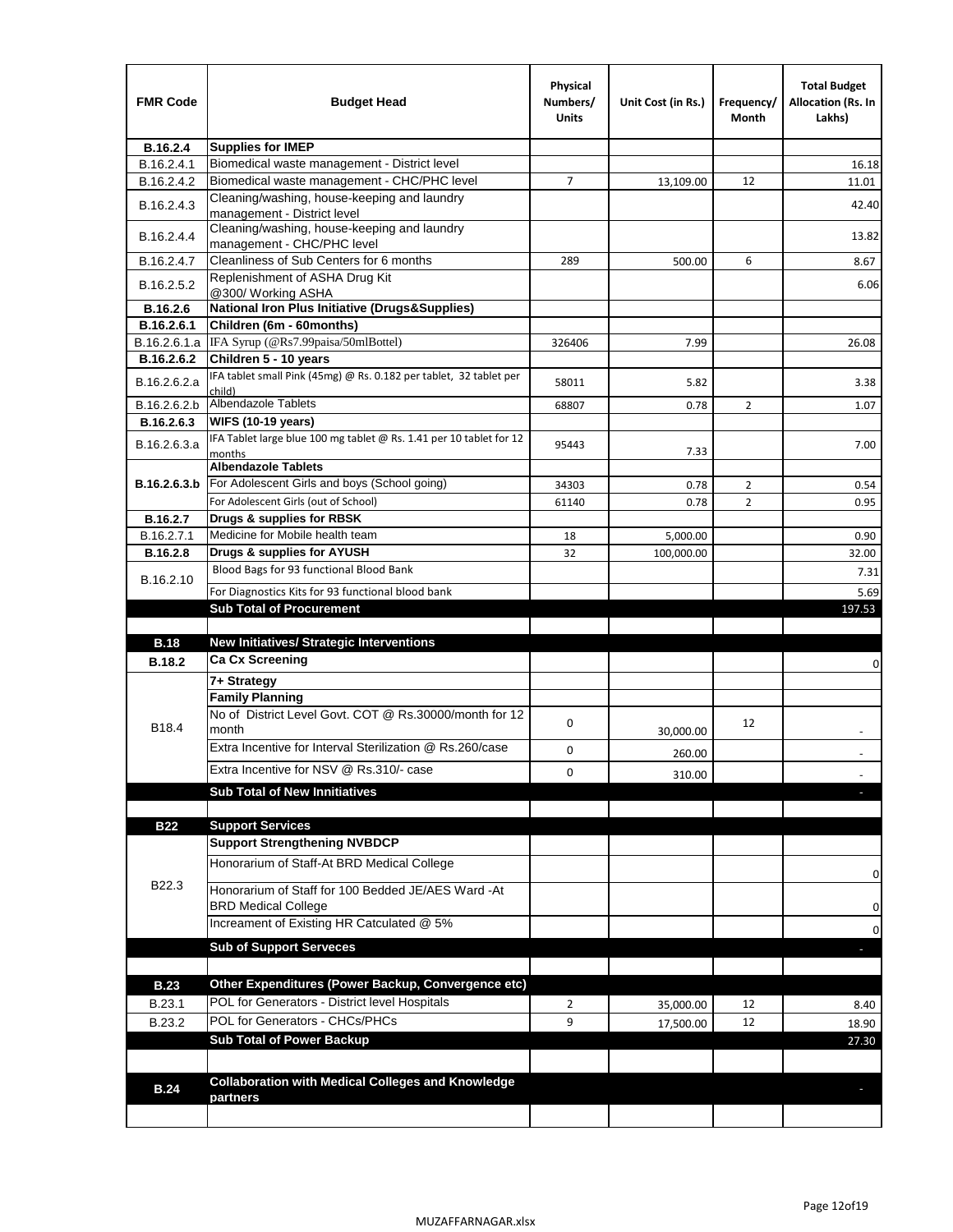| FMR Code | Budget Head | Physical Numbers/ Units | Unit Cost (in Rs.) | Frequency/ Month | Total Budget Allocation (Rs. In Lakhs) |
|---|---|---|---|---|---|
| **B.16.2.4** | **Supplies for IMEP** | | | | |
| B.16.2.4.1 | Biomedical waste management - District level | | | | 16.18 |
| B.16.2.4.2 | Biomedical waste management - CHC/PHC level | 7 | 13,109.00 | 12 | 11.01 |
| B.16.2.4.3 | Cleaning/washing, house-keeping and laundry management - District level | | | | 42.40 |
| B.16.2.4.4 | Cleaning/washing, house-keeping and laundry management - CHC/PHC level | | | | 13.82 |
| B.16.2.4.7 | Cleanliness of Sub Centers for 6 months | 289 | 500.00 | 6 | 8.67 |
| B.16.2.5.2 | Replenishment of ASHA Drug Kit @300/ Working ASHA | | | | 6.06 |
| **B.16.2.6** | **National Iron Plus Initiative (Drugs&Supplies)** | | | | |
| **B.16.2.6.1** | **Children (6m - 60months)** | | | | |
| B.16.2.6.1.a | IFA Syrup (@Rs7.99paisa/50mlBottel) | 326406 | 7.99 | | 26.08 |
| **B.16.2.6.2** | **Children 5 - 10 years** | | | | |
| B.16.2.6.2.a | IFA tablet small Pink (45mg) @ Rs. 0.182 per tablet, 32 tablet per child) | 58011 | 5.82 | | 3.38 |
| B.16.2.6.2.b | Albendazole Tablets | 68807 | 0.78 | 2 | 1.07 |
| **B.16.2.6.3** | **WIFS (10-19 years)** | | | | |
| B.16.2.6.3.a | IFA Tablet large blue 100 mg tablet @ Rs. 1.41 per 10 tablet for 12 months | 95443 | 7.33 | | 7.00 |
| **B.16.2.6.3.b** | **Albendazole Tablets** | | | | |
| | For Adolescent Girls and boys (School going) | 34303 | 0.78 | 2 | 0.54 |
| | For Adolescent Girls (out of School) | 61140 | 0.78 | 2 | 0.95 |
| **B.16.2.7** | **Drugs & supplies for RBSK** | | | | |
| B.16.2.7.1 | Medicine for Mobile health team | 18 | 5,000.00 | | 0.90 |
| **B.16.2.8** | **Drugs & supplies for AYUSH** | 32 | 100,000.00 | | 32.00 |
| B.16.2.10 | Blood Bags for 93 functional Blood Bank | | | | 7.31 |
| | For Diagnostics Kits for 93 functional blood bank | | | | 5.69 |
| | **Sub Total of Procurement** | | | | 197.53 |
| | | | | | |
| **B.18** | **New Initiatives/ Strategic Interventions** | | | | |
| **B.18.2** | **Ca Cx Screening** | | | | 0 |
| B18.4 | **7+ Strategy** | | | | |
| | **Family Planning** | | | | |
| | No of District Level Govt. COT @ Rs.30000/month for 12 month | 0 | 30,000.00 | 12 | - |
| | Extra Incentive for Interval Sterilization @ Rs.260/case | 0 | 260.00 | | - |
| | Extra Incentive for NSV @ Rs.310/- case | 0 | 310.00 | | - |
| | **Sub Total of New Innitiatives** | | | | - |
| | | | | | |
| **B22** | **Support Services** | | | | |
| B22.3 | **Support Strengthening NVBDCP** | | | | |
| | Honorarium of Staff-At BRD Medical College | | | | 0 |
| | Honorarium of Staff for 100 Bedded JE/AES Ward -At BRD Medical College | | | | 0 |
| | Increament of Existing HR Catculated @ 5% | | | | 0 |
| | **Sub of Support Serveces** | | | | - |
| | | | | | |
| **B.23** | **Other Expenditures (Power Backup, Convergence etc)** | | | | |
| B.23.1 | POL for Generators - District level Hospitals | 2 | 35,000.00 | 12 | 8.40 |
| B.23.2 | POL for Generators - CHCs/PHCs | 9 | 17,500.00 | 12 | 18.90 |
| | **Sub Total of Power Backup** | | | | 27.30 |
| | | | | | |
| **B.24** | **Collaboration with Medical Colleges and Knowledge partners** | | | | - |
| | | | | | |

MUZAFFARNAGAR.xlsx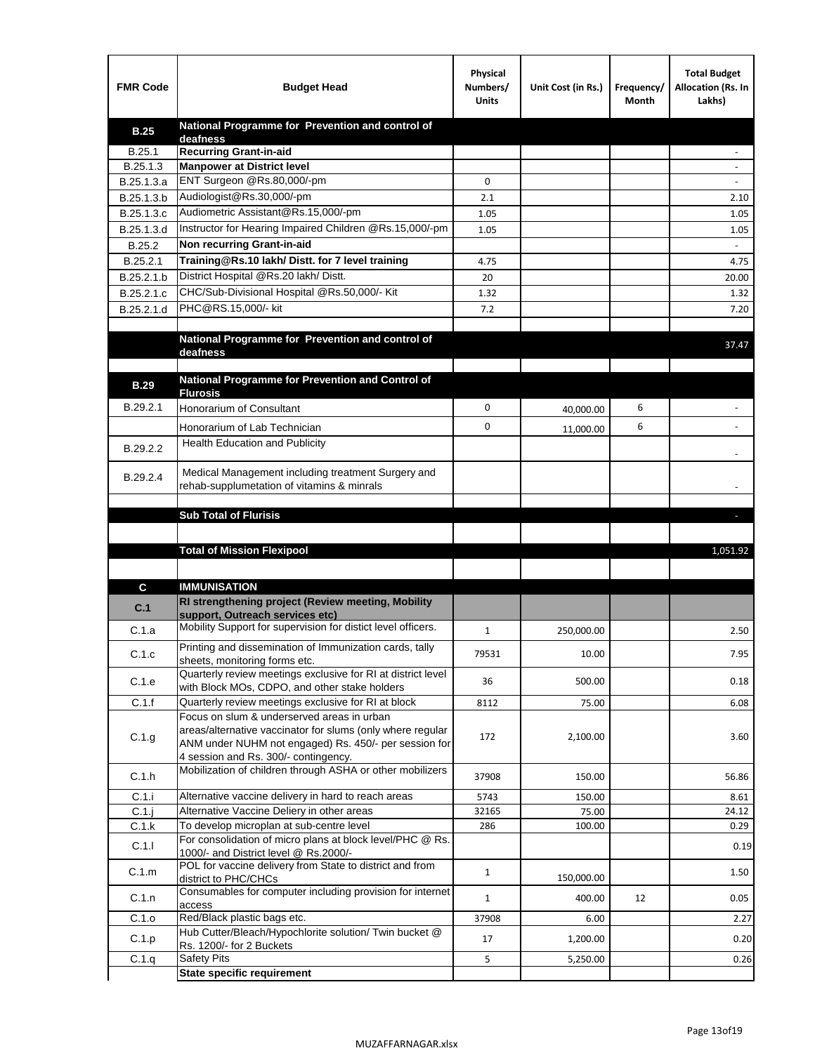| FMR Code | Budget Head | Physical Numbers/ Units | Unit Cost (in Rs.) | Frequency/ Month | Total Budget Allocation (Rs. In Lakhs) |
|---|---|---|---|---|---|
| **B.25** | **National Programme for Prevention and control of deafness** | | | | |
| B.25.1 | **Recurring Grant-in-aid** | | | | - |
| B.25.1.3 | **Manpower at District level** | | | | - |
| B.25.1.3.a | ENT Surgeon @Rs.80,000/-pm | 0 | | | - |
| B.25.1.3.b | Audiologist@Rs.30,000/-pm | 2.1 | | | 2.10 |
| B.25.1.3.c | Audiometric Assistant@Rs.15,000/-pm | 1.05 | | | 1.05 |
| B.25.1.3.d | Instructor for Hearing Impaired Children @Rs.15,000/-pm | 1.05 | | | 1.05 |
| B.25.2 | **Non recurring Grant-in-aid** | | | | - |
| B.25.2.1 | **Training@Rs.10 lakh/ Distt. for 7 level training** | 4.75 | | | 4.75 |
| B.25.2.1.b | District Hospital @Rs.20 lakh/ Distt. | 20 | | | 20.00 |
| B.25.2.1.c | CHC/Sub-Divisional Hospital @Rs.50,000/- Kit | 1.32 | | | 1.32 |
| B.25.2.1.d | PHC@RS.15,000/- kit | 7.2 | | | 7.20 |
| | | | | | |
| | **National Programme for Prevention and control of deafness** | | | | 37.47 |
| | | | | | |
| **B.29** | **National Programme for Prevention and Control of Flurosis** | | | | |
| B.29.2.1 | Honorarium of Consultant | 0 | 40,000.00 | 6 | - |
| | Honorarium of Lab Technician | 0 | 11,000.00 | 6 | - |
| B.29.2.2 | Health Education and Publicity | | | | - |
| B.29.2.4 | Medical Management including treatment Surgery and rehab-supplumetation of vitamins & minrals | | | | - |
| | | | | | |
| | **Sub Total of Flurisis** | | | | - |
| | | | | | |
| | **Total of Mission Flexipool** | | | | 1,051.92 |
| | | | | | |
| **C** | **IMMUNISATION** | | | | |
| **C.1** | **RI strengthening project (Review meeting, Mobility support, Outreach services etc)** | | | | |
| C.1.a | Mobility Support for supervision for distict level officers. | 1 | 250,000.00 | | 2.50 |
| C.1.c | Printing and dissemination of Immunization cards, tally sheets, monitoring forms etc. | 79531 | 10.00 | | 7.95 |
| C.1.e | Quarterly review meetings exclusive for RI at district level with Block MOs, CDPO, and other stake holders | 36 | 500.00 | | 0.18 |
| C.1.f | Quarterly review meetings exclusive for RI at block | 8112 | 75.00 | | 6.08 |
| C.1.g | Focus on slum & underserved areas in urban areas/alternative vaccinator for slums (only where regular ANM under NUHM not engaged) Rs. 450/- per session for 4 session and Rs. 300/- contingency. | 172 | 2,100.00 | | 3.60 |
| C.1.h | Mobilization of children through ASHA or other mobilizers | 37908 | 150.00 | | 56.86 |
| C.1.i | Alternative vaccine delivery in hard to reach areas | 5743 | 150.00 | | 8.61 |
| C.1.j | Alternative Vaccine Deliery in other areas | 32165 | 75.00 | | 24.12 |
| C.1.k | To develop microplan at sub-centre level | 286 | 100.00 | | 0.29 |
| C.1.l | For consolidation of micro plans at block level/PHC @ Rs. 1000/- and District level @ Rs.2000/- | | | | 0.19 |
| C.1.m | POL for vaccine delivery from State to district and from district to PHC/CHCs | 1 | 150,000.00 | | 1.50 |
| C.1.n | Consumables for computer including provision for internet access | 1 | 400.00 | 12 | 0.05 |
| C.1.o | Red/Black plastic bags etc. | 37908 | 6.00 | | 2.27 |
| C.1.p | Hub Cutter/Bleach/Hypochlorite solution/ Twin bucket @ Rs. 1200/- for 2 Buckets | 17 | 1,200.00 | | 0.20 |
| C.1.q | Safety Pits | 5 | 5,250.00 | | 0.26 |
| | **State specific requirement** | | | | |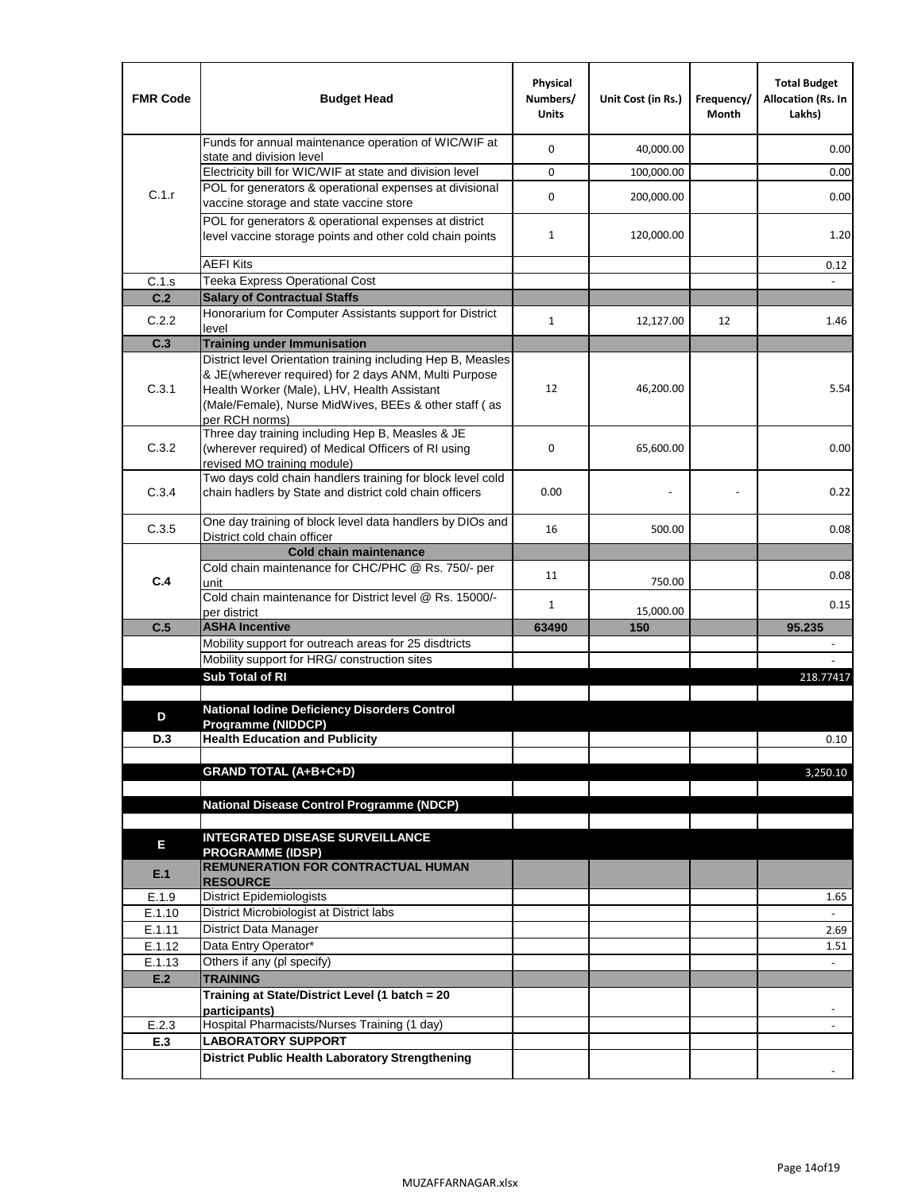| FMR Code | Budget Head | Physical Numbers/ Units | Unit Cost (in Rs.) | Frequency/ Month | Total Budget Allocation (Rs. In Lakhs) |
|---|---|---|---|---|---|
| C.1.r | Funds for annual maintenance operation of WIC/WIF at state and division level | 0 | 40,000.00 | | 0.00 |
| | Electricity bill for WIC/WIF at state and division level | 0 | 100,000.00 | | 0.00 |
| | POL for generators & operational expenses at divisional vaccine storage and state vaccine store | 0 | 200,000.00 | | 0.00 |
| | POL for generators & operational expenses at district level vaccine storage points and other cold chain points | 1 | 120,000.00 | | 1.20 |
| | AEFI Kits | | | | 0.12 |
| C.1.s | Teeka Express Operational Cost | | | | - |
| **C.2** | **Salary of Contractual Staffs** | | | | |
| C.2.2 | Honorarium for Computer Assistants support for District level | 1 | 12,127.00 | 12 | 1.46 |
| **C.3** | **Training under Immunisation** | | | | |
| C.3.1 | District level Orientation training including Hep B, Measles & JE(wherever required) for 2 days ANM, Multi Purpose Health Worker (Male), LHV, Health Assistant (Male/Female), Nurse MidWives, BEEs & other staff ( as per RCH norms) | 12 | 46,200.00 | | 5.54 |
| C.3.2 | Three day training including Hep B, Measles & JE (wherever required) of Medical Officers of RI using revised MO training module) | 0 | 65,600.00 | | 0.00 |
| C.3.4 | Two days cold chain handlers training for block level cold chain hadlers by State and district cold chain officers | 0.00 | - | - | 0.22 |
| C.3.5 | One day training of block level data handlers by DIOs and District cold chain officer | 16 | 500.00 | | 0.08 |
| **C.4** | **Cold chain maintenance** | | | | |
| | Cold chain maintenance for CHC/PHC @ Rs. 750/- per unit | 11 | 750.00 | | 0.08 |
| | Cold chain maintenance for District level @ Rs. 15000/- per district | 1 | 15,000.00 | | 0.15 |
| **C.5** | **ASHA Incentive** | **63490** | **150** | | **95.235** |
| | Mobility support for outreach areas for 25 disdtricts | | | | - |
| | Mobility support for HRG/ construction sites | | | | - |
| | **Sub Total of RI** | | | | 218.77417 |
| | | | | | |
| **D** | **National Iodine Deficiency Disorders Control Programme (NIDDCP)** | | | | |
| **D.3** | **Health Education and Publicity** | | | | 0.10 |
| | | | | | |
| | **GRAND TOTAL (A+B+C+D)** | | | | 3,250.10 |
| | | | | | |
| | **National Disease Control Programme (NDCP)** | | | | |
| | | | | | |
| **E** | **INTEGRATED DISEASE SURVEILLANCE PROGRAMME (IDSP)** | | | | |
| **E.1** | **REMUNERATION FOR CONTRACTUAL HUMAN RESOURCE** | | | | |
| E.1.9 | District Epidemiologists | | | | 1.65 |
| E.1.10 | District Microbiologist at District labs | | | | - |
| E.1.11 | District Data Manager | | | | 2.69 |
| E.1.12 | Data Entry Operator* | | | | 1.51 |
| E.1.13 | Others if any (pl specify) | | | | - |
| **E.2** | **TRAINING** | | | | |
| | **Training at State/District Level (1 batch = 20 participants)** | | | | - |
| E.2.3 | Hospital Pharmacists/Nurses Training (1 day) | | | | - |
| **E.3** | **LABORATORY SUPPORT** | | | | |
| | **District Public Health Laboratory Strengthening** | | | | - |

MUZAFFARNAGAR.xlsx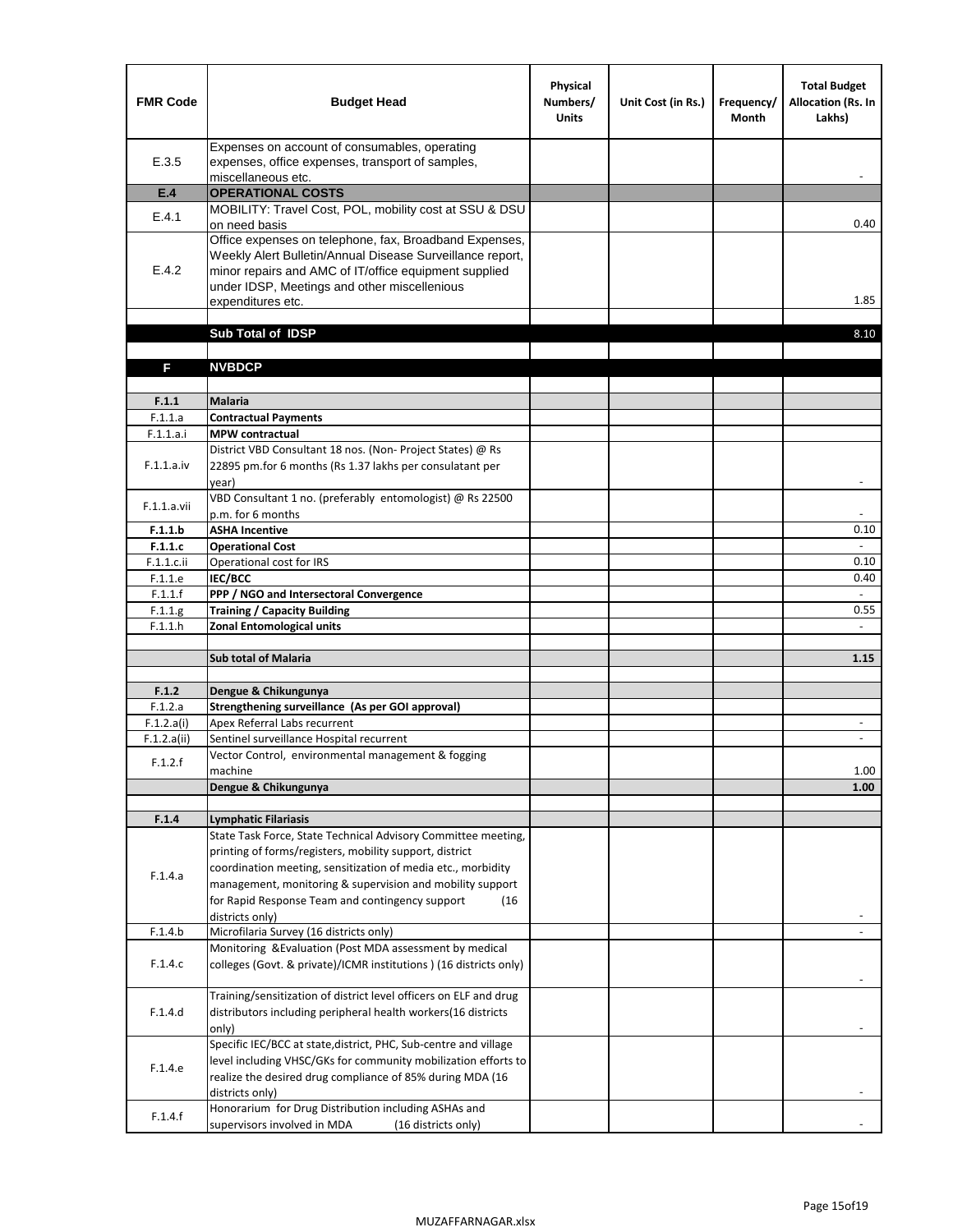| FMR Code | Budget Head | Physical Numbers/ Units | Unit Cost (in Rs.) | Frequency/ Month | Total Budget Allocation (Rs. In Lakhs) |
|---|---|---|---|---|---|
| E.3.5 | Expenses on account of consumables, operating expenses, office expenses, transport of samples, miscellaneous etc. | | | | - |
| **E.4** | **OPERATIONAL COSTS** | | | | |
| E.4.1 | MOBILITY: Travel Cost, POL, mobility cost at SSU & DSU on need basis | | | | 0.40 |
| E.4.2 | Office expenses on telephone, fax, Broadband Expenses, Weekly Alert Bulletin/Annual Disease Surveillance report, minor repairs and AMC of IT/office equipment supplied under IDSP, Meetings and other miscellenious expenditures etc. | | | | 1.85 |
| | | | | | |
| | **Sub Total of IDSP** | | | | 8.10 |
| | | | | | |
| **F** | **NVBDCP** | | | | |
| | | | | | |
| **F.1.1** | **Malaria** | | | | |
| F.1.1.a | **Contractual Payments** | | | | |
| F.1.1.a.i | **MPW contractual** | | | | |
| F.1.1.a.iv | District VBD Consultant 18 nos. (Non- Project States) @ Rs 22895 pm.for 6 months (Rs 1.37 lakhs per consulatant per year) | | | | - |
| F.1.1.a.vii | VBD Consultant 1 no. (preferably entomologist) @ Rs 22500 p.m. for 6 months | | | | - |
| **F.1.1.b** | **ASHA Incentive** | | | | 0.10 |
| **F.1.1.c** | **Operational Cost** | | | | - |
| F.1.1.c.ii | Operational cost for IRS | | | | 0.10 |
| F.1.1.e | **IEC/BCC** | | | | 0.40 |
| F.1.1.f | **PPP / NGO and Intersectoral Convergence** | | | | - |
| F.1.1.g | **Training / Capacity Building** | | | | 0.55 |
| F.1.1.h | **Zonal Entomological units** | | | | - |
| | | | | | |
| | **Sub total of Malaria** | | | | **1.15** |
| | | | | | |
| **F.1.2** | **Dengue & Chikungunya** | | | | |
| F.1.2.a | **Strengthening surveillance (As per GOI approval)** | | | | |
| F.1.2.a(i) | Apex Referral Labs recurrent | | | | - |
| F.1.2.a(ii) | Sentinel surveillance Hospital recurrent | | | | - |
| F.1.2.f | Vector Control, environmental management & fogging machine | | | | 1.00 |
| | **Dengue & Chikungunya** | | | | **1.00** |
| | | | | | |
| **F.1.4** | **Lymphatic Filariasis** | | | | |
| F.1.4.a | State Task Force, State Technical Advisory Committee meeting, printing of forms/registers, mobility support, district coordination meeting, sensitization of media etc., morbidity management, monitoring & supervision and mobility support for Rapid Response Team and contingency support (16 districts only) | | | | - |
| F.1.4.b | Microfilaria Survey (16 districts only) | | | | - |
| F.1.4.c | Monitoring &Evaluation (Post MDA assessment by medical colleges (Govt. & private)/ICMR institutions ) (16 districts only) | | | | - |
| F.1.4.d | Training/sensitization of district level officers on ELF and drug distributors including peripheral health workers(16 districts only) | | | | - |
| F.1.4.e | Specific IEC/BCC at state,district, PHC, Sub-centre and village level including VHSC/GKs for community mobilization efforts to realize the desired drug compliance of 85% during MDA (16 districts only) | | | | - |
| F.1.4.f | Honorarium for Drug Distribution including ASHAs and supervisors involved in MDA (16 districts only) | | | | - |

MUZAFFARNAGAR.xlsx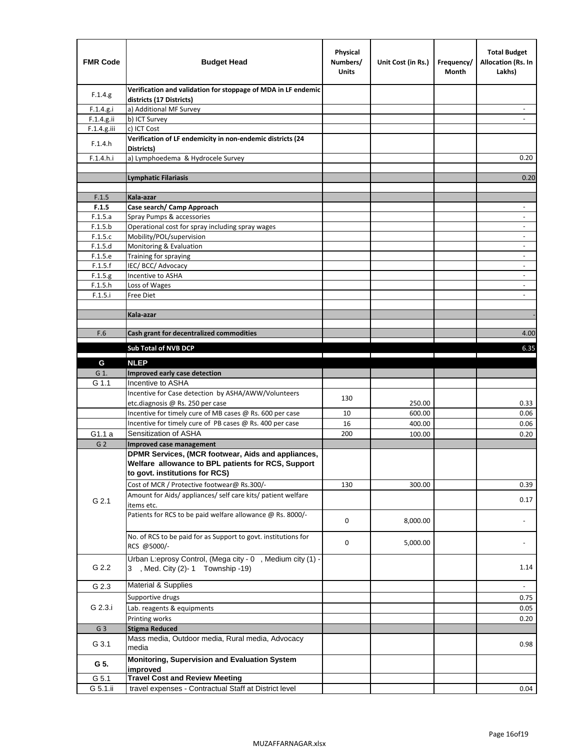| FMR Code | Budget Head | Physical Numbers/ Units | Unit Cost (in Rs.) | Frequency/ Month | Total Budget Allocation (Rs. In Lakhs) |
|---|---|---|---|---|---|
| F.1.4.g | **Verification and validation for stoppage of MDA in LF endemic districts (17 Districts)** | | | | |
| F.1.4.g.i | a) Additional MF Survey | | | | - |
| F.1.4.g.ii | b) ICT Survey | | | | - |
| F.1.4.g.iii | c) ICT Cost | | | | |
| F.1.4.h | **Verification of LF endemicity in non-endemic districts (24 Districts)** | | | | |
| F.1.4.h.i | a) Lymphoedema & Hydrocele Survey | | | | 0.20 |
| | | | | | |
| | **Lymphatic Filariasis** | | | | 0.20 |
| | | | | | |
| F.1.5 | **Kala-azar** | | | | |
| **F.1.5** | **Case search/ Camp Approach** | | | | - |
| F.1.5.a | Spray Pumps & accessories | | | | - |
| F.1.5.b | Operational cost for spray including spray wages | | | | - |
| F.1.5.c | Mobility/POL/supervision | | | | - |
| F.1.5.d | Monitoring & Evaluation | | | | - |
| F.1.5.e | Training for spraying | | | | - |
| F.1.5.f | IEC/ BCC/ Advocacy | | | | - |
| F.1.5.g | Incentive to ASHA | | | | - |
| F.1.5.h | Loss of Wages | | | | - |
| F.1.5.i | Free Diet | | | | - |
| | | | | | |
| | **Kala-azar** | | | | - |
| | | | | | |
| F.6 | **Cash grant for decentralized commodities** | | | | 4.00 |
| | **Sub Total of NVB DCP** | | | | 6.35 |
| **G** | **NLEP** | | | | |
| G 1. | **Improved early case detection** | | | | |
| G 1.1 | Incentive to ASHA | | | | |
| | Incentive for Case detection by ASHA/AWW/Volunteers etc.diagnosis @ Rs. 250 per case | 130 | 250.00 | | 0.33 |
| | Incentive for timely cure of MB cases @ Rs. 600 per case | 10 | 600.00 | | 0.06 |
| | Incentive for timely cure of PB cases @ Rs. 400 per case | 16 | 400.00 | | 0.06 |
| G1.1 a | Sensitization of ASHA | 200 | 100.00 | | 0.20 |
| G 2 | **Improved case management** | | | | |
| G 2.1 | **DPMR Services, (MCR footwear, Aids and appliances, Welfare allowance to BPL patients for RCS, Support to govt. institutions for RCS)** | | | | |
| | Cost of MCR / Protective footwear@ Rs.300/- | 130 | 300.00 | | 0.39 |
| | Amount for Aids/ appliances/ self care kits/ patient welfare items etc. | | | | 0.17 |
| | Patients for RCS to be paid welfare allowance @ Rs. 8000/- | 0 | 8,000.00 | | - |
| | No. of RCS to be paid for as Support to govt. institutions for RCS @5000/- | 0 | 5,000.00 | | - |
| G 2.2 | Urban L:eprosy Control, (Mega city - 0 , Medium city (1) - 3 , Med. City (2)- 1 Township -19) | | | | 1.14 |
| G 2.3 | Material & Supplies | | | | - |
| G 2.3.i | Supportive drugs | | | | 0.75 |
| | Lab. reagents & equipments | | | | 0.05 |
| | Printing works | | | | 0.20 |
| G 3 | **Stigma Reduced** | | | | |
| G 3.1 | Mass media, Outdoor media, Rural media, Advocacy media | | | | 0.98 |
| **G 5.** | **Monitoring, Supervision and Evaluation System improved** | | | | |
| G 5.1 | **Travel Cost and Review Meeting** | | | | |
| G 5.1.ii | travel expenses - Contractual Staff at District level | | | | 0.04 |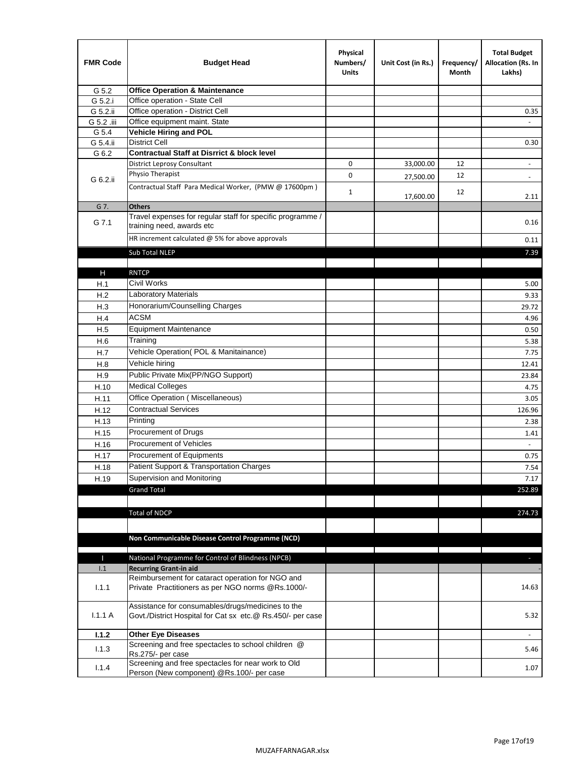| FMR Code | Budget Head | Physical Numbers/ Units | Unit Cost (in Rs.) | Frequency/ Month | Total Budget Allocation (Rs. In Lakhs) |
|---|---|---|---|---|---|
| G 5.2 | **Office Operation & Maintenance** | | | | |
| G 5.2.i | Office operation - State Cell | | | | |
| G 5.2.ii | Office operation - District Cell | | | | 0.35 |
| G 5.2 .iii | Office equipment maint. State | | | | - |
| G 5.4 | **Vehicle Hiring and POL** | | | | |
| G 5.4.ii | District Cell | | | | 0.30 |
| G 6.2 | **Contractual Staff at Disrrict & block level** | | | | |
| G 6.2.ii | District Leprosy Consultant | 0 | 33,000.00 | 12 | - |
| | Physio Therapist | 0 | 27,500.00 | 12 | - |
| | Contractual Staff Para Medical Worker, (PMW @ 17600pm ) | 1 | 17,600.00 | 12 | 2.11 |
| G 7. | **Others** | | | | |
| G 7.1 | Travel expenses for regular staff for specific programme / training need, awards etc | | | | 0.16 |
| | HR increment calculated @ 5% for above approvals | | | | 0.11 |
| | Sub Total NLEP | | | | 7.39 |
| | | | | | |
| H | RNTCP | | | | |
| H.1 | Civil Works | | | | 5.00 |
| H.2 | Laboratory Materials | | | | 9.33 |
| H.3 | Honorarium/Counselling Charges | | | | 29.72 |
| H.4 | ACSM | | | | 4.96 |
| H.5 | Equipment Maintenance | | | | 0.50 |
| H.6 | Training | | | | 5.38 |
| H.7 | Vehicle Operation( POL & Manitainance) | | | | 7.75 |
| H.8 | Vehicle hiring | | | | 12.41 |
| H.9 | Public Private Mix(PP/NGO Support) | | | | 23.84 |
| H.10 | Medical Colleges | | | | 4.75 |
| H.11 | Office Operation ( Miscellaneous) | | | | 3.05 |
| H.12 | Contractual Services | | | | 126.96 |
| H.13 | Printing | | | | 2.38 |
| H.15 | Procurement of Drugs | | | | 1.41 |
| H.16 | Procurement of Vehicles | | | | - |
| H.17 | Procurement of Equipments | | | | 0.75 |
| H.18 | Patient Support & Transportation Charges | | | | 7.54 |
| H.19 | Supervision and Monitoring | | | | 7.17 |
| | Grand Total | | | | 252.89 |
| | | | | | |
| | Total of NDCP | | | | 274.73 |
| | | | | | |
| | **Non Communicable Disease Control Programme (NCD)** | | | | |
| | | | | | |
| I | National Programme for Control of Blindness (NPCB) | | | | - |
| I.1 | **Recurring Grant-in aid** | | | | - |
| I.1.1 | Reimbursement for cataract operation for NGO and Private Practitioners as per NGO norms @Rs.1000/- | | | | 14.63 |
| I.1.1 A | Assistance for consumables/drugs/medicines to the Govt./District Hospital for Cat sx etc.@ Rs.450/- per case | | | | 5.32 |
| **I.1.2** | **Other Eye Diseases** | | | | - |
| I.1.3 | Screening and free spectacles to school children @ Rs.275/- per case | | | | 5.46 |
| I.1.4 | Screening and free spectacles for near work to Old Person (New component) @Rs.100/- per case | | | | 1.07 |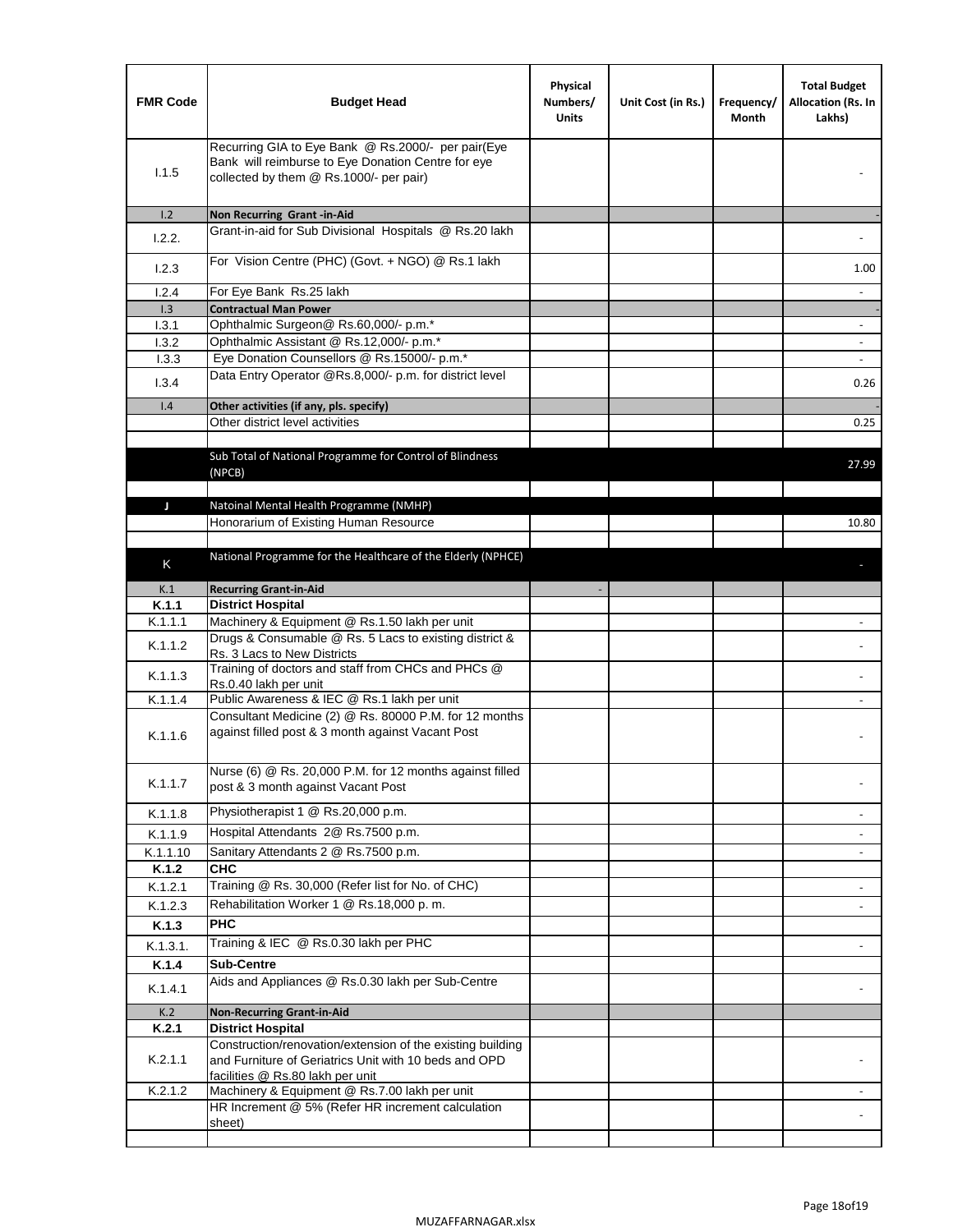| FMR Code | Budget Head | Physical Numbers/ Units | Unit Cost (in Rs.) | Frequency/ Month | Total Budget Allocation (Rs. In Lakhs) |
|---|---|---|---|---|---|
| I.1.5 | Recurring GIA to Eye Bank @ Rs.2000/- per pair(Eye Bank will reimburse to Eye Donation Centre for eye collected by them @ Rs.1000/- per pair) | | | | - |
| I.2 | **Non Recurring Grant -in-Aid** | | | | - |
| I.2.2. | Grant-in-aid for Sub Divisional Hospitals @ Rs.20 lakh | | | | - |
| I.2.3 | For Vision Centre (PHC) (Govt. + NGO) @ Rs.1 lakh | | | | 1.00 |
| I.2.4 | For Eye Bank Rs.25 lakh | | | | - |
| I.3 | **Contractual Man Power** | | | | - |
| I.3.1 | Ophthalmic Surgeon@ Rs.60,000/- p.m.* | | | | - |
| I.3.2 | Ophthalmic Assistant @ Rs.12,000/- p.m.* | | | | - |
| I.3.3 | Eye Donation Counsellors @ Rs.15000/- p.m.* | | | | - |
| I.3.4 | Data Entry Operator @Rs.8,000/- p.m. for district level | | | | 0.26 |
| I.4 | **Other activities (if any, pls. specify)** | | | | - |
| | Other district level activities | | | | 0.25 |
| | | | | | |
| | Sub Total of National Programme for Control of Blindness (NPCB) | | | | 27.99 |
| | | | | | |
| J | Natoinal Mental Health Programme (NMHP) | | | | |
| | Honorarium of Existing Human Resource | | | | 10.80 |
| | | | | | |
| K | National Programme for the Healthcare of the Elderly (NPHCE) | | | | - |
| K.1 | **Recurring Grant-in-Aid** | - | | | |
| **K.1.1** | **District Hospital** | | | | |
| K.1.1.1 | Machinery & Equipment @ Rs.1.50 lakh per unit | | | | - |
| K.1.1.2 | Drugs & Consumable @ Rs. 5 Lacs to existing district & Rs. 3 Lacs to New Districts | | | | - |
| K.1.1.3 | Training of doctors and staff from CHCs and PHCs @ Rs.0.40 lakh per unit | | | | - |
| K.1.1.4 | Public Awareness & IEC @ Rs.1 lakh per unit | | | | - |
| K.1.1.6 | Consultant Medicine (2) @ Rs. 80000 P.M. for 12 months against filled post & 3 month against Vacant Post | | | | - |
| K.1.1.7 | Nurse (6) @ Rs. 20,000 P.M. for 12 months against filled post & 3 month against Vacant Post | | | | - |
| K.1.1.8 | Physiotherapist 1 @ Rs.20,000 p.m. | | | | - |
| K.1.1.9 | Hospital Attendants 2@ Rs.7500 p.m. | | | | - |
| K.1.1.10 | Sanitary Attendants 2 @ Rs.7500 p.m. | | | | - |
| **K.1.2** | **CHC** | | | | |
| K.1.2.1 | Training @ Rs. 30,000 (Refer list for No. of CHC) | | | | - |
| K.1.2.3 | Rehabilitation Worker 1 @ Rs.18,000 p. m. | | | | - |
| **K.1.3** | **PHC** | | | | |
| K.1.3.1. | Training & IEC @ Rs.0.30 lakh per PHC | | | | - |
| **K.1.4** | **Sub-Centre** | | | | |
| K.1.4.1 | Aids and Appliances @ Rs.0.30 lakh per Sub-Centre | | | | - |
| K.2 | **Non-Recurring Grant-in-Aid** | | | | |
| **K.2.1** | **District Hospital** | | | | |
| K.2.1.1 | Construction/renovation/extension of the existing building and Furniture of Geriatrics Unit with 10 beds and OPD facilities @ Rs.80 lakh per unit | | | | - |
| K.2.1.2 | Machinery & Equipment @ Rs.7.00 lakh per unit | | | | - |
| | HR Increment @ 5% (Refer HR increment calculation sheet) | | | | - |
| | | | | | |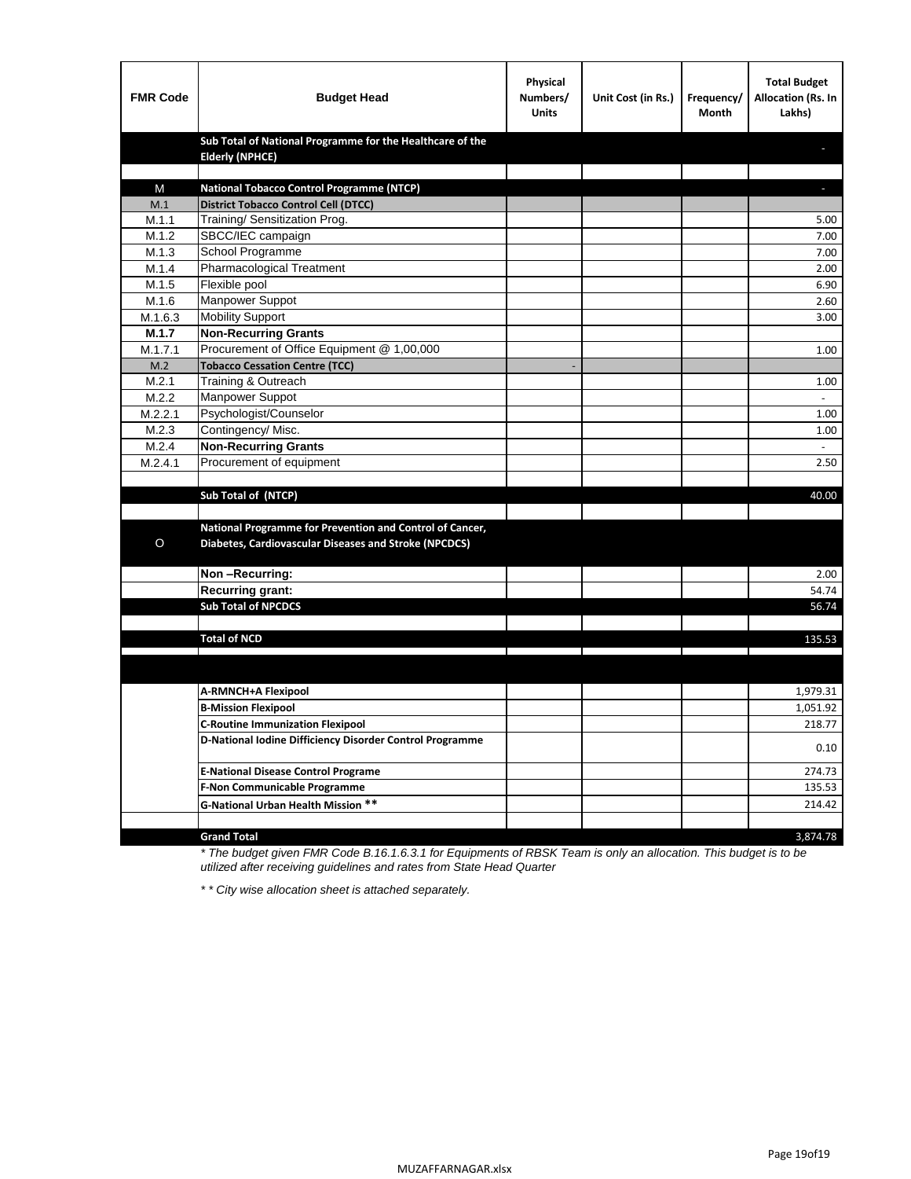| FMR Code | Budget Head | Physical Numbers/ Units | Unit Cost (in Rs.) | Frequency/ Month | Total Budget Allocation (Rs. In Lakhs) |
|---|---|---|---|---|---|
| | **Sub Total of National Programme for the Healthcare of the Elderly (NPHCE)** | | | | - |
| | | | | | |
| M | **National Tobacco Control Programme (NTCP)** | | | | - |
| M.1 | **District Tobacco Control Cell (DTCC)** | | | | |
| M.1.1 | Training/ Sensitization Prog. | | | | 5.00 |
| M.1.2 | SBCC/IEC campaign | | | | 7.00 |
| M.1.3 | School Programme | | | | 7.00 |
| M.1.4 | Pharmacological Treatment | | | | 2.00 |
| M.1.5 | Flexible pool | | | | 6.90 |
| M.1.6 | Manpower Suppot | | | | 2.60 |
| M.1.6.3 | Mobility Support | | | | 3.00 |
| **M.1.7** | **Non-Recurring Grants** | | | | |
| M.1.7.1 | Procurement of Office Equipment @ 1,00,000 | | | | 1.00 |
| M.2 | **Tobacco Cessation Centre (TCC)** | - | | | |
| M.2.1 | Training & Outreach | | | | 1.00 |
| M.2.2 | Manpower Suppot | | | | - |
| M.2.2.1 | Psychologist/Counselor | | | | 1.00 |
| M.2.3 | Contingency/ Misc. | | | | 1.00 |
| M.2.4 | **Non-Recurring Grants** | | | | - |
| M.2.4.1 | Procurement of equipment | | | | 2.50 |
| | | | | | |
| | **Sub Total of (NTCP)** | | | | 40.00 |
| | | | | | |
| O | **National Programme for Prevention and Control of Cancer, Diabetes, Cardiovascular Diseases and Stroke (NPCDCS)** | | | | |
| | **Non –Recurring:** | | | | 2.00 |
| | **Recurring grant:** | | | | 54.74 |
| | **Sub Total of NPCDCS** | | | | 56.74 |
| | | | | | |
| | **Total of NCD** | | | | 135.53 |
| | | | | | |
| | **A-RMNCH+A Flexipool** | | | | 1,979.31 |
| | **B-Mission Flexipool** | | | | 1,051.92 |
| | **C-Routine Immunization Flexipool** | | | | 218.77 |
| | **D-National Iodine Difficiency Disorder Control Programme** | | | | 0.10 |
| | **E-National Disease Control Programe** | | | | 274.73 |
| | **F-Non Communicable Programme** | | | | 135.53 |
| | **G-National Urban Health Mission \*\*** | | | | 214.42 |
| | | | | | |
| | **Grand Total** | | | | 3,874.78 |

*\* The budget given FMR Code B.16.1.6.3.1 for Equipments of RBSK Team is only an allocation. This budget is to be utilized after receiving guidelines and rates from State Head Quarter*

*\* \* City wise allocation sheet is attached separately.*